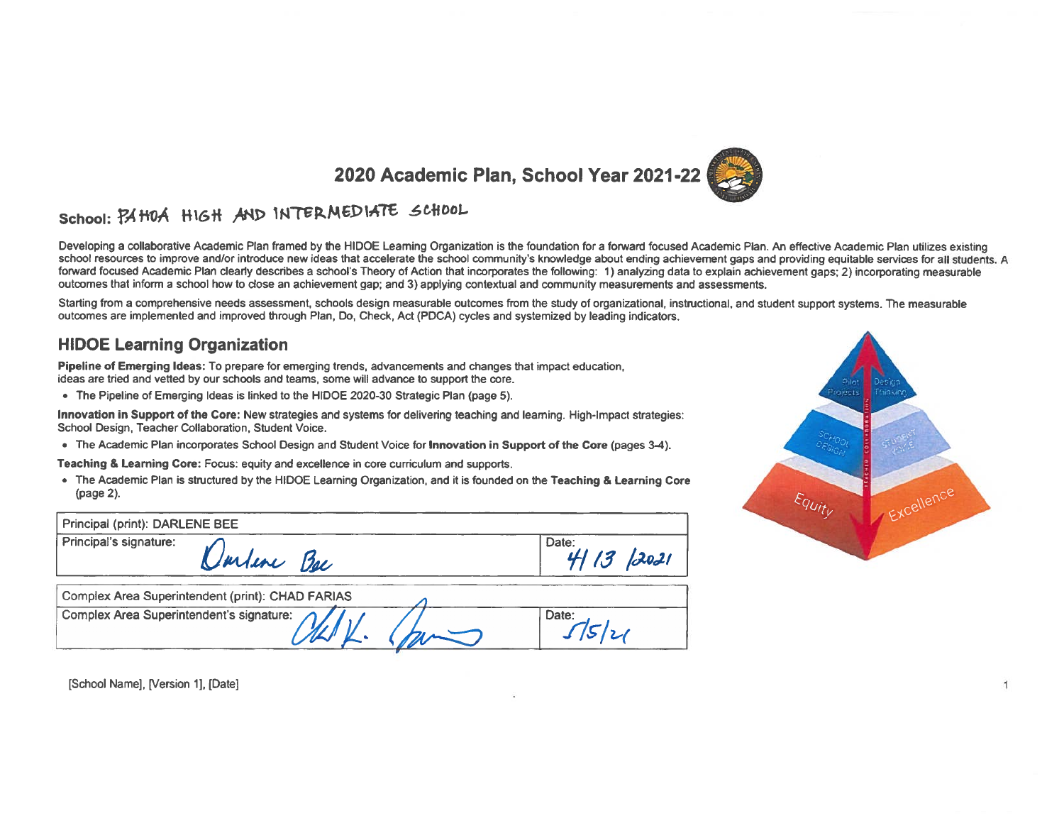# 2020 Academic Plan, School Year 2021-22

**School:** PAHOA HIGH AND INTERMEDIATE SCHOOL

Developing a collaborative Academic Plan framed by the HIDOE Learning Organization is the foundation for a forward focused Academic Plan. An effective Academic Plan utilizes existing school resources to improve and/or introduce new ideas that accelerate the school community's knowledge about ending achievement gaps and providing equitable services for all students. A forward focused Academic Plan clearly describes a school's Theory of Action that incorporates the following: 1) analyzing data to explain achievement gaps; 2) incorporating measurable outcomes that inform a school how to close an achievement gap; and 3) applying contextual and community measurements and assessments.

Starting from a comprehensive needs assessment, schools design measurable outcomes from the study of organizational, instructional, and student support systems. The measurable outcomes are implemented and improved through Plan, Do, Check, Act (PDCA) cycles and systemized by leading indicators.

## HIDOE Learning Organization

**Pipeline of Emerging Ideas:** To prepare for emerging trends, advancements and changes that impact education, ideas are tried and vetted by our schools and teams, some will advance to support the core.

- The Pipeline of Emerging Ideas is linked to the HIDOE 2020-30 Strategic Plan (page 5).

**Innovation in Support of the Core:** New strategies and systems for delivering teaching and learning. High-Impact strategies: School Design, Teacher Collaboration, Student Voice.

- The Academic Plan incorporates School Design and Student Voice for **Innovation in Support of the Core** (pages 3-4).

**Teaching & Learning Core:** Focus: equity and excellence in core curriculum and supports.

- The Academic Plan is structured by the HIDOE Learning Organization, and it is founded on the **Teaching & Learning Core** (page 2).

| Principal (print): DARLENE BEE | |
|---|---|
| Principal's signature: Darlene Bee | Date: 4/13/2021 |

| Complex Area Superintendent (print): CHAD FARIAS | |
|---|---|
| Complex Area Superintendent's signature: Chad K. Farias | Date: 5/5/21 |

[School Name], [Version 1], [Date]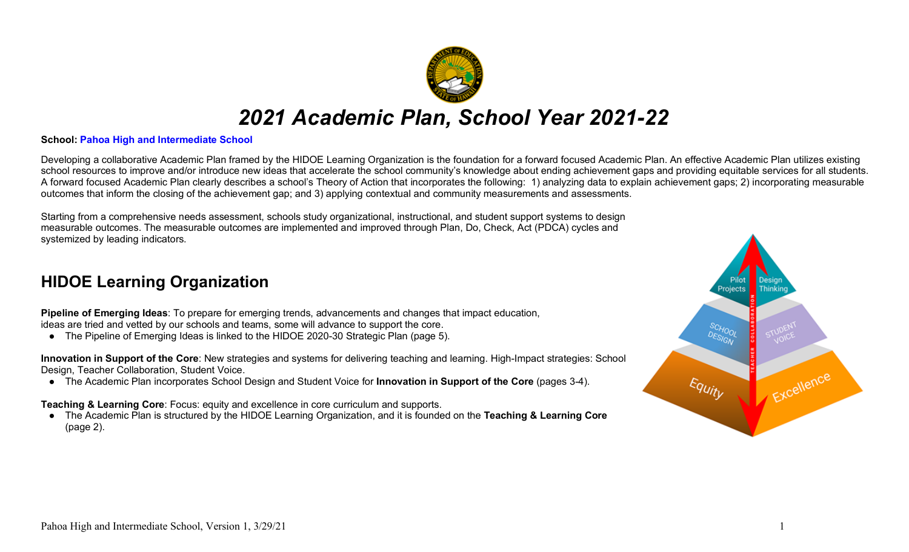# *2021 Academic Plan, School Year 2021-22*

**School:** **Pahoa High and Intermediate School**

Developing a collaborative Academic Plan framed by the HIDOE Learning Organization is the foundation for a forward focused Academic Plan. An effective Academic Plan utilizes existing school resources to improve and/or introduce new ideas that accelerate the school community's knowledge about ending achievement gaps and providing equitable services for all students. A forward focused Academic Plan clearly describes a school's Theory of Action that incorporates the following: 1) analyzing data to explain achievement gaps; 2) incorporating measurable outcomes that inform the closing of the achievement gap; and 3) applying contextual and community measurements and assessments.

Starting from a comprehensive needs assessment, schools study organizational, instructional, and student support systems to design measurable outcomes. The measurable outcomes are implemented and improved through Plan, Do, Check, Act (PDCA) cycles and systemized by leading indicators.

## HIDOE Learning Organization

**Pipeline of Emerging Ideas**: To prepare for emerging trends, advancements and changes that impact education, ideas are tried and vetted by our schools and teams, some will advance to support the core.

- The Pipeline of Emerging Ideas is linked to the HIDOE 2020-30 Strategic Plan (page 5).

**Innovation in Support of the Core**: New strategies and systems for delivering teaching and learning. High-Impact strategies: School Design, Teacher Collaboration, Student Voice.

- The Academic Plan incorporates School Design and Student Voice for **Innovation in Support of the Core** (pages 3-4).

**Teaching & Learning Core**: Focus: equity and excellence in core curriculum and supports.

- The Academic Plan is structured by the HIDOE Learning Organization, and it is founded on the **Teaching & Learning Core** (page 2).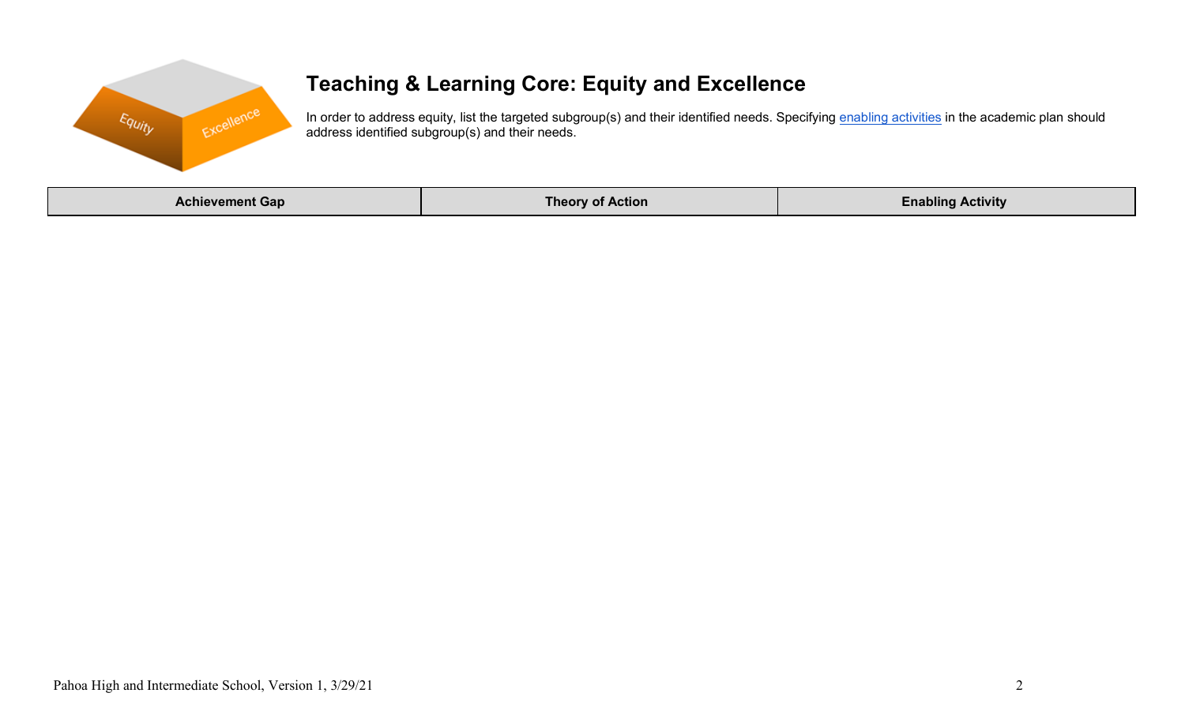# Teaching & Learning Core: Equity and Excellence

In order to address equity, list the targeted subgroup(s) and their identified needs. Specifying enabling activities in the academic plan should address identified subgroup(s) and their needs.

| Achievement Gap | Theory of Action | Enabling Activity |
| --- | --- | --- |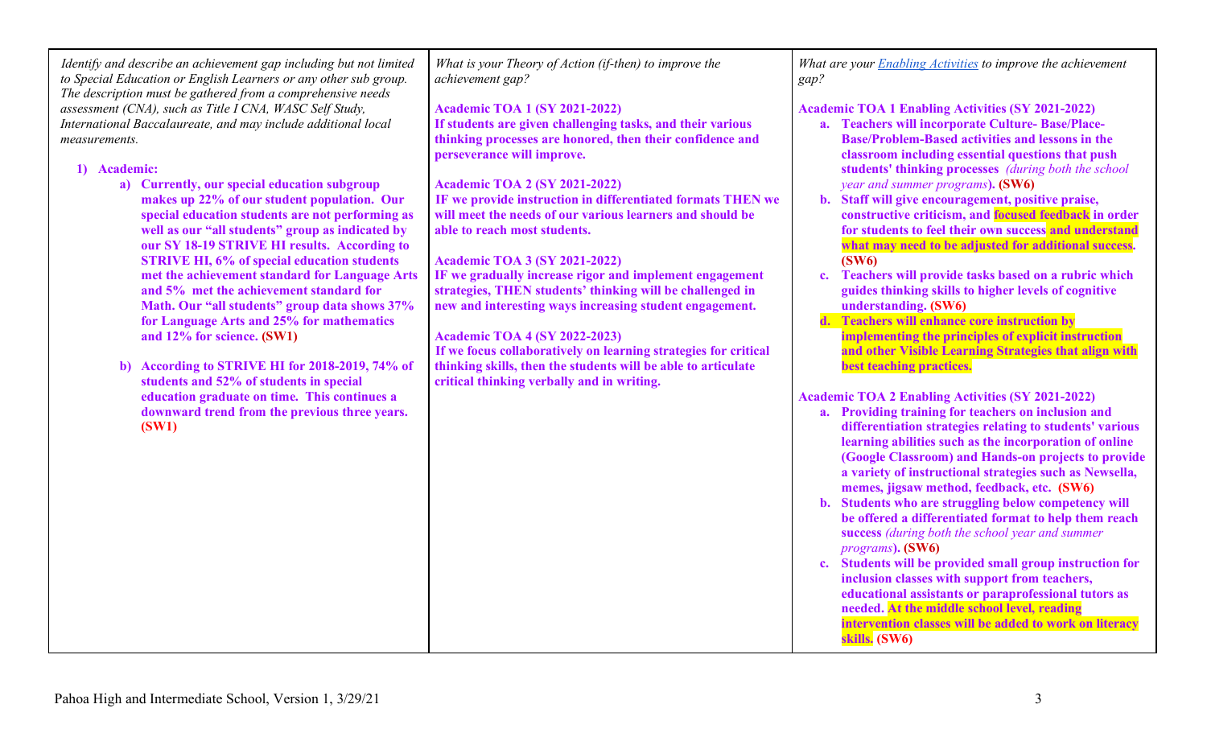| *Identify and describe an achievement gap including but not limited to Special Education or English Learners or any other sub group. The description must be gathered from a comprehensive needs assessment (CNA), such as Title I CNA, WASC Self Study, International Baccalaureate, and may include additional local measurements.* | *What is your Theory of Action (if-then) to improve the achievement gap?* | *What are your Enabling Activities to improve the achievement gap?* |
| --- | --- | --- |
| **1) Academic:**<br>**a) Currently, our special education subgroup makes up 22% of our student population. Our special education students are not performing as well as our "all students" group as indicated by our SY 18-19 STRIVE HI results. According to STRIVE HI, 6% of special education students met the achievement standard for Language Arts and 5% met the achievement standard for Math. Our "all students" group data shows 37% for Language Arts and 25% for mathematics and 12% for science. (SW1)**<br><br>**b) According to STRIVE HI for 2018-2019, 74% of students and 52% of students in special education graduate on time. This continues a downward trend from the previous three years. (SW1)** | **Academic TOA 1 (SY 2021-2022)**<br>**If students are given challenging tasks, and their various thinking processes are honored, then their confidence and perseverance will improve.**<br><br>**Academic TOA 2 (SY 2021-2022)**<br>**IF we provide instruction in differentiated formats THEN we will meet the needs of our various learners and should be able to reach most students.**<br><br>**Academic TOA 3 (SY 2021-2022)**<br>**IF we gradually increase rigor and implement engagement strategies, THEN students' thinking will be challenged in new and interesting ways increasing student engagement.**<br><br>**Academic TOA 4 (SY 2022-2023)**<br>**If we focus collaboratively on learning strategies for critical thinking skills, then the students will be able to articulate critical thinking verbally and in writing.** | **Academic TOA 1 Enabling Activities (SY 2021-2022)**<br>**a. Teachers will incorporate Culture- Base/Place-Base/Problem-Based activities and lessons in the classroom including essential questions that push students' thinking processes** *(during both the school year and summer programs)*. **(SW6)**<br>**b. Staff will give encouragement, positive praise, constructive criticism, and focused feedback in order for students to feel their own success and understand what may need to be adjusted for additional success. (SW6)**<br>**c. Teachers will provide tasks based on a rubric which guides thinking skills to higher levels of cognitive understanding. (SW6)**<br>**d. Teachers will enhance core instruction by implementing the principles of explicit instruction and other Visible Learning Strategies that align with best teaching practices.**<br><br>**Academic TOA 2 Enabling Activities (SY 2021-2022)**<br>**a. Providing training for teachers on inclusion and differentiation strategies relating to students' various learning abilities such as the incorporation of online (Google Classroom) and Hands-on projects to provide a variety of instructional strategies such as Newsella, memes, jigsaw method, feedback, etc. (SW6)**<br>**b. Students who are struggling below competency will be offered a differentiated format to help them reach success** *(during both the school year and summer programs)*. **(SW6)**<br>**c. Students will be provided small group instruction for inclusion classes with support from teachers, educational assistants or paraprofessional tutors as needed. At the middle school level, reading intervention classes will be added to work on literacy skills. (SW6)** |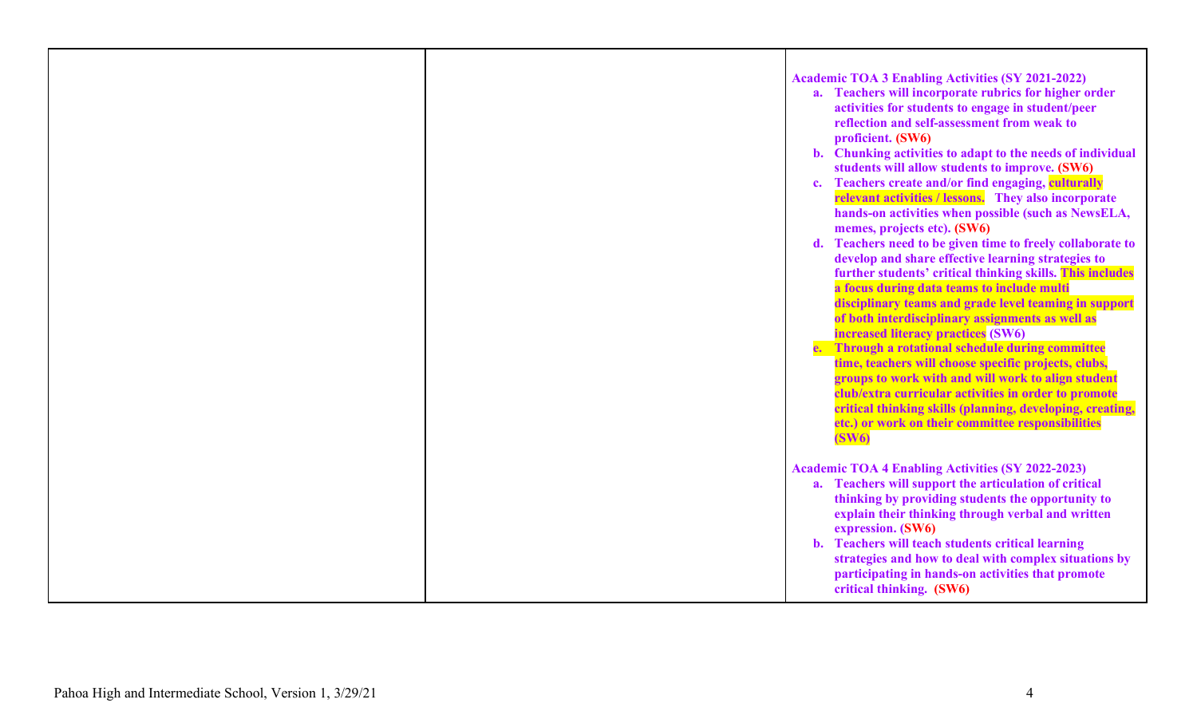| | | Academic TOA 3 Enabling Activities (SY 2021-2022)<br>a. Teachers will incorporate rubrics for higher order activities for students to engage in student/peer reflection and self-assessment from weak to proficient. (SW6)<br>b. Chunking activities to adapt to the needs of individual students will allow students to improve. (SW6)<br>c. Teachers create and/or find engaging, culturally relevant activities / lessons. They also incorporate hands-on activities when possible (such as NewsELA, memes, projects etc). (SW6)<br>d. Teachers need to be given time to freely collaborate to develop and share effective learning strategies to further students' critical thinking skills. This includes a focus during data teams to include multi disciplinary teams and grade level teaming in support of both interdisciplinary assignments as well as increased literacy practices (SW6)<br>e. Through a rotational schedule during committee time, teachers will choose specific projects, clubs, groups to work with and will work to align student club/extra curricular activities in order to promote critical thinking skills (planning, developing, creating, etc.) or work on their committee responsibilities (SW6)<br><br>Academic TOA 4 Enabling Activities (SY 2022-2023)<br>a. Teachers will support the articulation of critical thinking by providing students the opportunity to explain their thinking through verbal and written expression. (SW6)<br>b. Teachers will teach students critical learning strategies and how to deal with complex situations by participating in hands-on activities that promote critical thinking. (SW6) |
|---|---|---|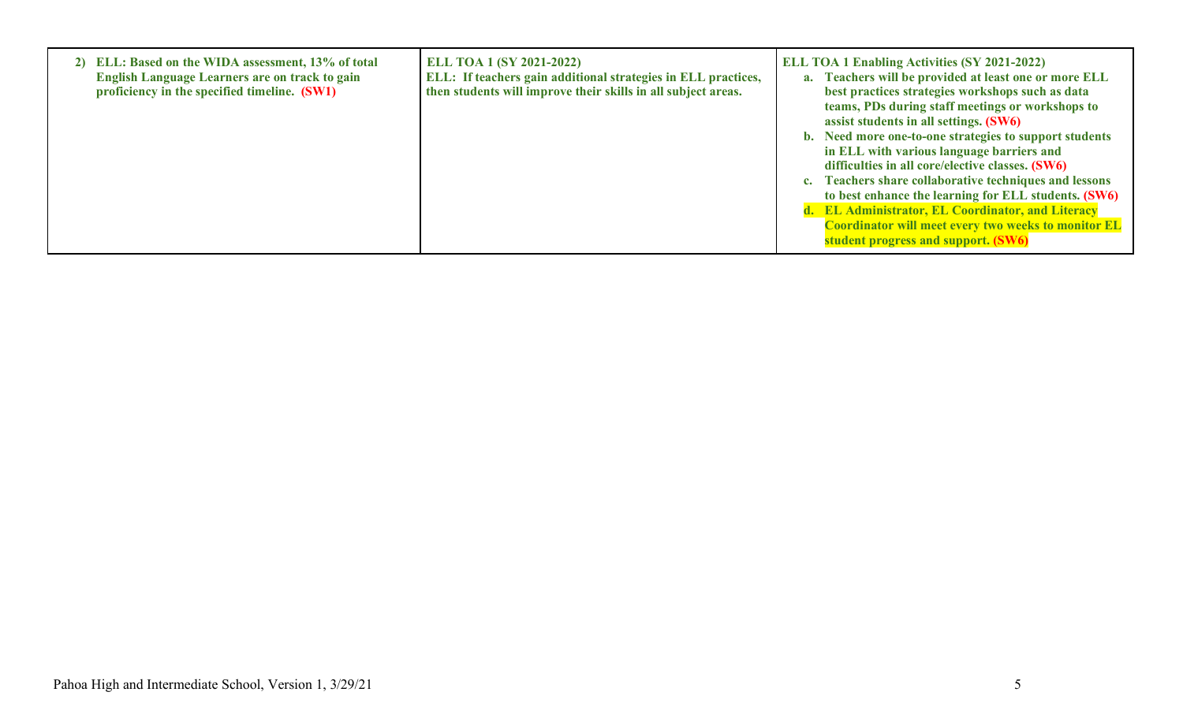| 2) **ELL: Based on the WIDA assessment, 13% of total English Language Learners are on track to gain proficiency in the specified timeline. (SW1)** | **ELL TOA 1 (SY 2021-2022)**<br>**ELL: If teachers gain additional strategies in ELL practices, then students will improve their skills in all subject areas.** | **ELL TOA 1 Enabling Activities (SY 2021-2022)**<br>a. **Teachers will be provided at least one or more ELL best practices strategies workshops such as data teams, PDs during staff meetings or workshops to assist students in all settings. (SW6)**<br>b. **Need more one-to-one strategies to support students in ELL with various language barriers and difficulties in all core/elective classes. (SW6)**<br>c. **Teachers share collaborative techniques and lessons to best enhance the learning for ELL students. (SW6)**<br>d. **EL Administrator, EL Coordinator, and Literacy Coordinator will meet every two weeks to monitor EL student progress and support. (SW6)** |
|---|---|---|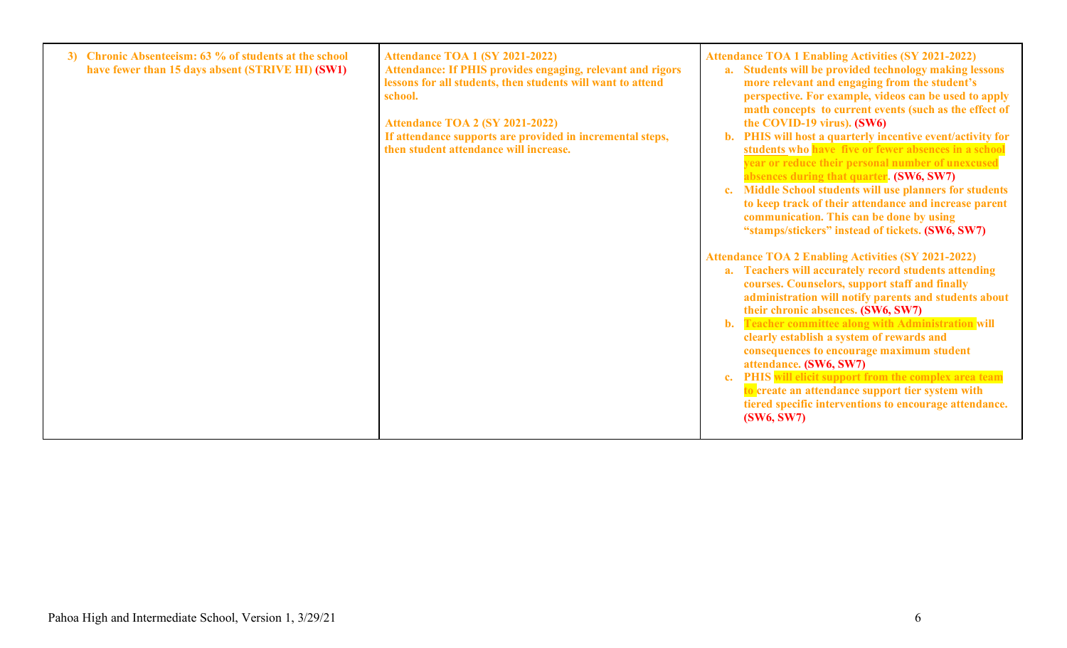| | | |
|---|---|---|
| **3) Chronic Absenteeism: 63 % of students at the school have fewer than 15 days absent (STRIVE HI) (SW1)** | **Attendance TOA 1 (SY 2021-2022)**<br>**Attendance: If PHIS provides engaging, relevant and rigors lessons for all students, then students will want to attend school.**<br><br>**Attendance TOA 2 (SY 2021-2022)**<br>**If attendance supports are provided in incremental steps, then student attendance will increase.** | **Attendance TOA 1 Enabling Activities (SY 2021-2022)**<br>**a. Students will be provided technology making lessons more relevant and engaging from the student's perspective. For example, videos can be used to apply math concepts to current events (such as the effect of the COVID-19 virus). (SW6)**<br>**b. PHIS will host a quarterly incentive event/activity for students who have five or fewer absences in a school year or reduce their personal number of unexcused absences during that quarter. (SW6, SW7)**<br>**c. Middle School students will use planners for students to keep track of their attendance and increase parent communication. This can be done by using "stamps/stickers" instead of tickets. (SW6, SW7)**<br><br>**Attendance TOA 2 Enabling Activities (SY 2021-2022)**<br>**a. Teachers will accurately record students attending courses. Counselors, support staff and finally administration will notify parents and students about their chronic absences. (SW6, SW7)**<br>**b. Teacher committee along with Administration will clearly establish a system of rewards and consequences to encourage maximum student attendance. (SW6, SW7)**<br>**c. PHIS will elicit support from the complex area team to create an attendance support tier system with tiered specific interventions to encourage attendance. (SW6, SW7)** |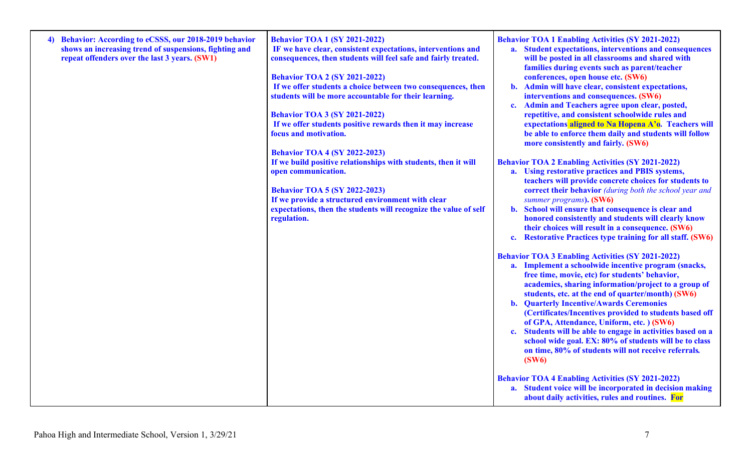| | | |
|---|---|---|
| 4) **Behavior: According to eCSSS, our 2018-2019 behavior shows an increasing trend of suspensions, fighting and repeat offenders over the last 3 years. (SW1)** | **Behavior TOA 1 (SY 2021-2022)**<br>**IF we have clear, consistent expectations, interventions and consequences, then students will feel safe and fairly treated.**<br><br>**Behavior TOA 2 (SY 2021-2022)**<br>**If we offer students a choice between two consequences, then students will be more accountable for their learning.**<br><br>**Behavior TOA 3 (SY 2021-2022)**<br>**If we offer students positive rewards then it may increase focus and motivation.**<br><br>**Behavior TOA 4 (SY 2022-2023)**<br>**If we build positive relationships with students, then it will open communication.**<br><br>**Behavior TOA 5 (SY 2022-2023)**<br>**If we provide a structured environment with clear expectations, then the students will recognize the value of self regulation.** | **Behavior TOA 1 Enabling Activities (SY 2021-2022)**<br>a. **Student expectations, interventions and consequences will be posted in all classrooms and shared with families during events such as parent/teacher conferences, open house etc. (SW6)**<br>b. **Admin will have clear, consistent expectations, interventions and consequences. (SW6)**<br>c. **Admin and Teachers agree upon clear, posted, repetitive, and consistent schoolwide rules and expectations aligned to Na Hopena A'o. Teachers will be able to enforce them daily and students will follow more consistently and fairly. (SW6)**<br><br>**Behavior TOA 2 Enabling Activities (SY 2021-2022)**<br>a. **Using restorative practices and PBIS systems, teachers will provide concrete choices for students to correct their behavior** ***(during both the school year and summer programs)*****. (SW6)**<br>b. **School will ensure that consequence is clear and honored consistently and students will clearly know their choices will result in a consequence. (SW6)**<br>c. **Restorative Practices type training for all staff. (SW6)**<br><br>**Behavior TOA 3 Enabling Activities (SY 2021-2022)**<br>a. **Implement a schoolwide incentive program (snacks, free time, movie, etc) for students' behavior, academics, sharing information/project to a group of students, etc. at the end of quarter/month) (SW6)**<br>b. **Quarterly Incentive/Awards Ceremonies (Certificates/Incentives provided to students based off of GPA, Attendance, Uniform, etc. ) (SW6)**<br>c. **Students will be able to engage in activities based on a school wide goal. EX: 80% of students will be to class on time, 80% of students will not receive referrals. (SW6)**<br><br>**Behavior TOA 4 Enabling Activities (SY 2021-2022)**<br>a. **Student voice will be incorporated in decision making about daily activities, rules and routines. For** |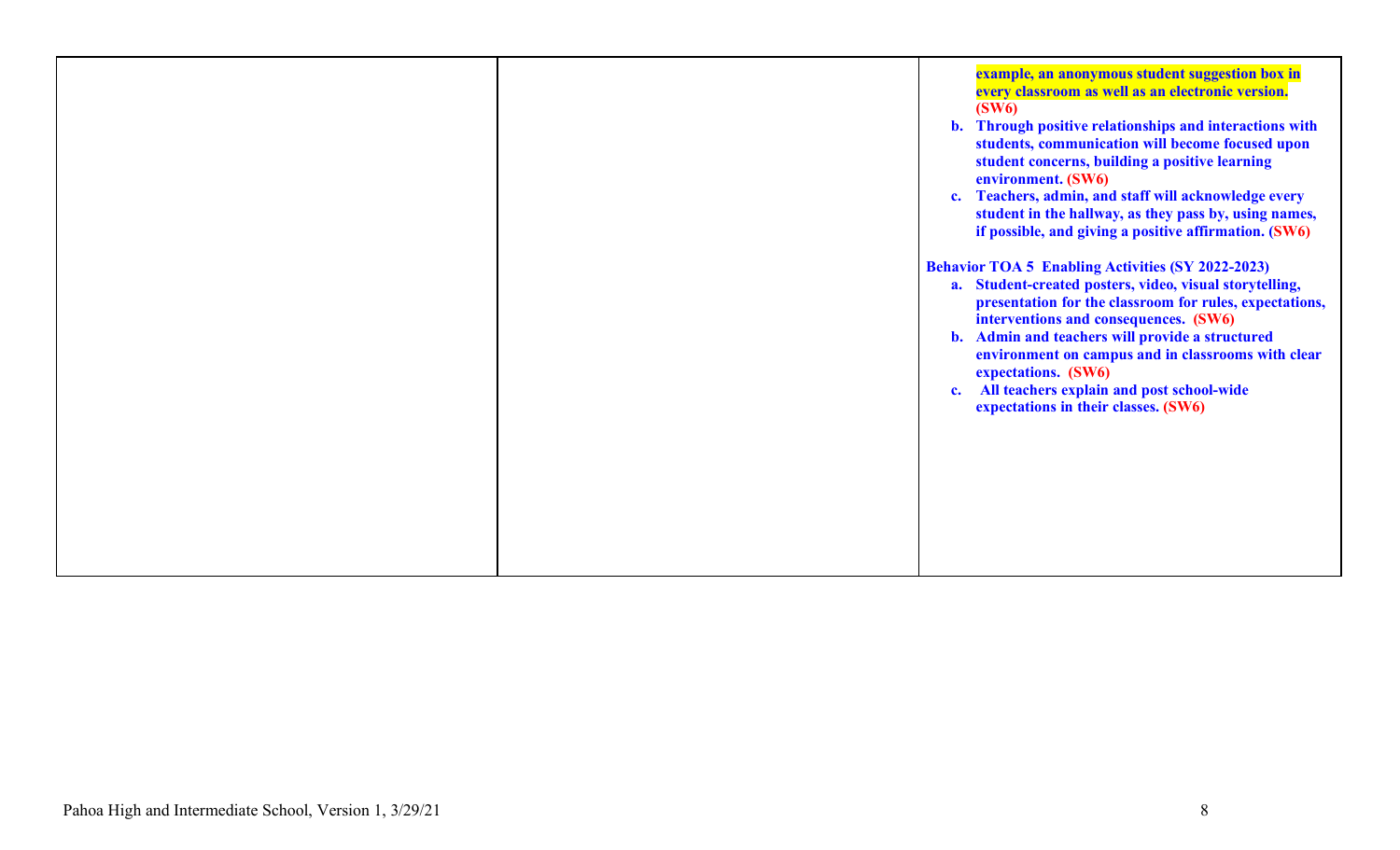| | | example, an anonymous student suggestion box in every classroom as well as an electronic version. **(SW6)**<br>**b. Through positive relationships and interactions with students, communication will become focused upon student concerns, building a positive learning environment. (SW6)**<br>**c. Teachers, admin, and staff will acknowledge every student in the hallway, as they pass by, using names, if possible, and giving a positive affirmation. (SW6)**<br><br>**Behavior TOA 5 Enabling Activities (SY 2022-2023)**<br>**a. Student-created posters, video, visual storytelling, presentation for the classroom for rules, expectations, interventions and consequences. (SW6)**<br>**b. Admin and teachers will provide a structured environment on campus and in classrooms with clear expectations. (SW6)**<br>**c. All teachers explain and post school-wide expectations in their classes. (SW6)** |
|---|---|---|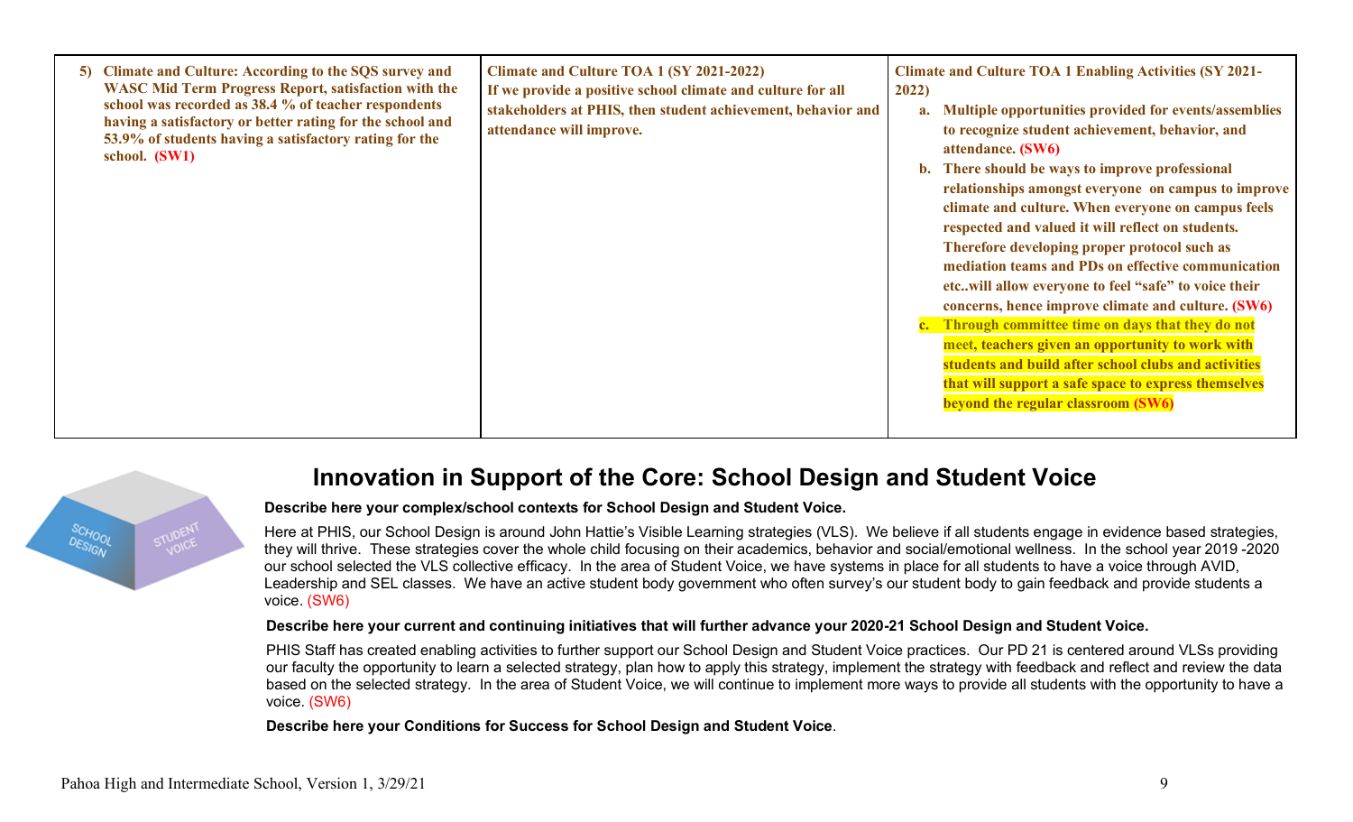| 5) Climate and Culture: According to the SQS survey and WASC Mid Term Progress Report, satisfaction with the school was recorded as 38.4 % of teacher respondents having a satisfactory or better rating for the school and 53.9% of students having a satisfactory rating for the school. (SW1) | Climate and Culture TOA 1 (SY 2021-2022)<br>If we provide a positive school climate and culture for all stakeholders at PHIS, then student achievement, behavior and attendance will improve. | Climate and Culture TOA 1 Enabling Activities (SY 2021-2022)<br>a. Multiple opportunities provided for events/assemblies to recognize student achievement, behavior, and attendance. (SW6)<br>b. There should be ways to improve professional relationships amongst everyone on campus to improve climate and culture. When everyone on campus feels respected and valued it will reflect on students. Therefore developing proper protocol such as mediation teams and PDs on effective communication etc..will allow everyone to feel "safe" to voice their concerns, hence improve climate and culture. (SW6)<br>c. Through committee time on days that they do not meet, teachers given an opportunity to work with students and build after school clubs and activities that will support a safe space to express themselves beyond the regular classroom (SW6) |
|---|---|---|

## Innovation in Support of the Core: School Design and Student Voice

**Describe here your complex/school contexts for School Design and Student Voice.**

Here at PHIS, our School Design is around John Hattie's Visible Learning strategies (VLS). We believe if all students engage in evidence based strategies, they will thrive. These strategies cover the whole child focusing on their academics, behavior and social/emotional wellness. In the school year 2019 -2020 our school selected the VLS collective efficacy. In the area of Student Voice, we have systems in place for all students to have a voice through AVID, Leadership and SEL classes. We have an active student body government who often survey's our student body to gain feedback and provide students a voice. (SW6)

**Describe here your current and continuing initiatives that will further advance your 2020-21 School Design and Student Voice.**

PHIS Staff has created enabling activities to further support our School Design and Student Voice practices. Our PD 21 is centered around VLSs providing our faculty the opportunity to learn a selected strategy, plan how to apply this strategy, implement the strategy with feedback and reflect and review the data based on the selected strategy. In the area of Student Voice, we will continue to implement more ways to provide all students with the opportunity to have a voice. (SW6)

**Describe here your Conditions for Success for School Design and Student Voice**.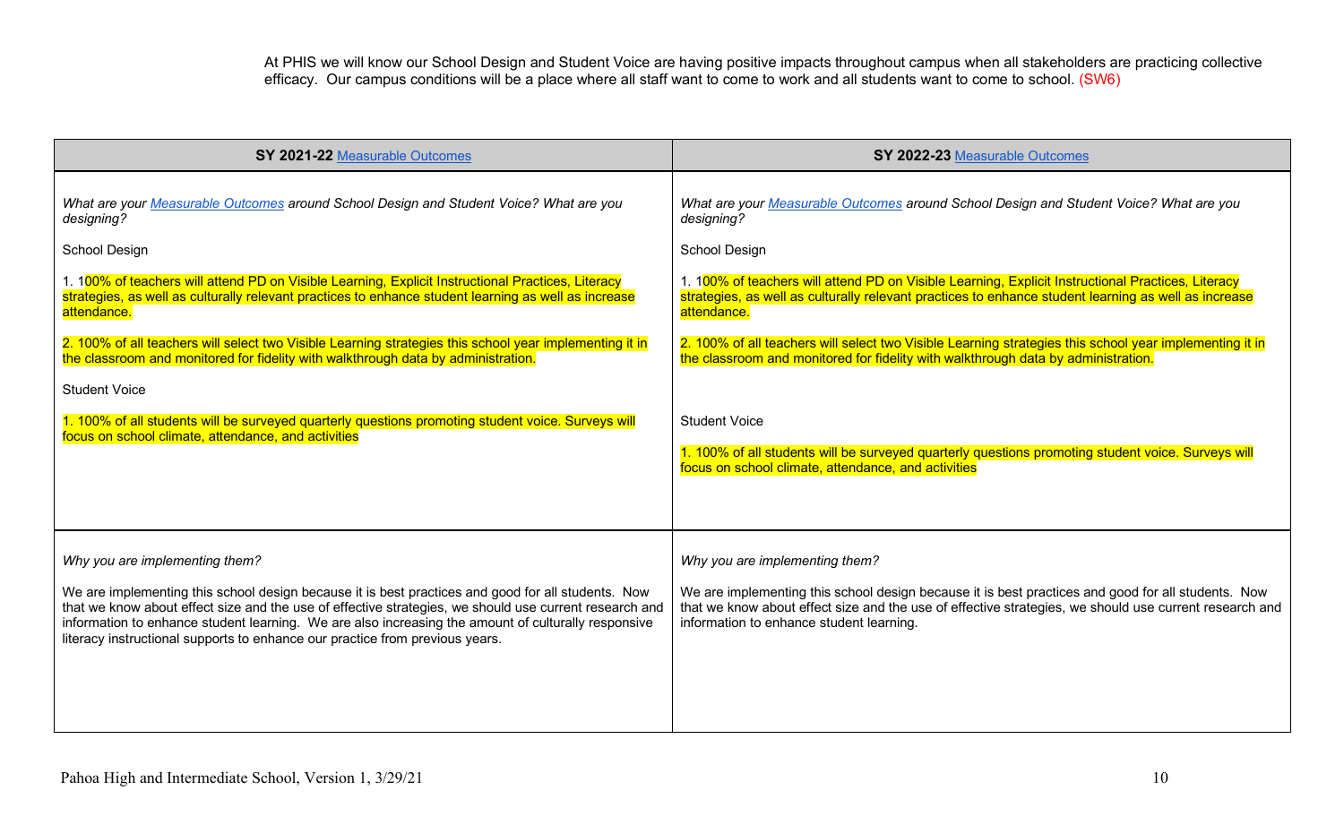At PHIS we will know our School Design and Student Voice are having positive impacts throughout campus when all stakeholders are practicing collective efficacy. Our campus conditions will be a place where all staff want to come to work and all students want to come to school. (SW6)

| **SY 2021-22** Measurable Outcomes | **SY 2022-23** Measurable Outcomes |
|---|---|
| *What are your Measurable Outcomes around School Design and Student Voice? What are you designing?*<br><br>School Design<br><br>1. 100% of teachers will attend PD on Visible Learning, Explicit Instructional Practices, Literacy strategies, as well as culturally relevant practices to enhance student learning as well as increase attendance.<br><br>2. 100% of all teachers will select two Visible Learning strategies this school year implementing it in the classroom and monitored for fidelity with walkthrough data by administration.<br><br>Student Voice<br><br>1. 100% of all students will be surveyed quarterly questions promoting student voice. Surveys will focus on school climate, attendance, and activities | *What are your Measurable Outcomes around School Design and Student Voice? What are you designing?*<br><br>School Design<br><br>1. 100% of teachers will attend PD on Visible Learning, Explicit Instructional Practices, Literacy strategies, as well as culturally relevant practices to enhance student learning as well as increase attendance.<br><br>2. 100% of all teachers will select two Visible Learning strategies this school year implementing it in the classroom and monitored for fidelity with walkthrough data by administration.<br><br>Student Voice<br><br>1. 100% of all students will be surveyed quarterly questions promoting student voice. Surveys will focus on school climate, attendance, and activities |
| *Why you are implementing them?*<br><br>We are implementing this school design because it is best practices and good for all students. Now that we know about effect size and the use of effective strategies, we should use current research and information to enhance student learning. We are also increasing the amount of culturally responsive literacy instructional supports to enhance our practice from previous years. | *Why you are implementing them?*<br><br>We are implementing this school design because it is best practices and good for all students. Now that we know about effect size and the use of effective strategies, we should use current research and information to enhance student learning. |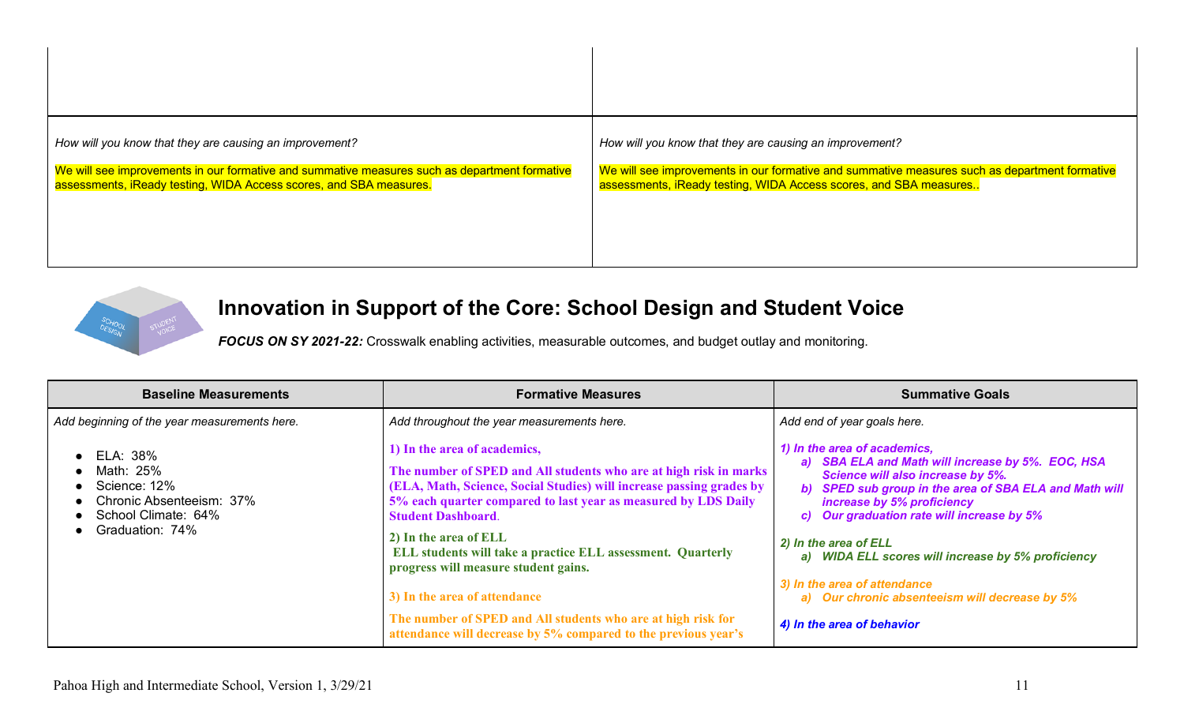| | |
|---|---|
| | |
| *How will you know that they are causing an improvement?*<br><br>We will see improvements in our formative and summative measures such as department formative assessments, iReady testing, WIDA Access scores, and SBA measures. | *How will you know that they are causing an improvement?*<br><br>We will see improvements in our formative and summative measures such as department formative assessments, iReady testing, WIDA Access scores, and SBA measures.. |

## Innovation in Support of the Core: School Design and Student Voice

***FOCUS ON SY 2021-22:*** Crosswalk enabling activities, measurable outcomes, and budget outlay and monitoring.

| Baseline Measurements | Formative Measures | Summative Goals |
|---|---|---|
| *Add beginning of the year measurements here.*<br><br>• ELA: 38%<br>• Math: 25%<br>• Science: 12%<br>• Chronic Absenteeism: 37%<br>• School Climate: 64%<br>• Graduation: 74% | *Add throughout the year measurements here.*<br><br>**1) In the area of academics,**<br><br>**The number of SPED and All students who are at high risk in marks (ELA, Math, Science, Social Studies) will increase passing grades by 5% each quarter compared to last year as measured by LDS Daily Student Dashboard**.<br><br>**2) In the area of ELL**<br>**ELL students will take a practice ELL assessment. Quarterly progress will measure student gains.**<br><br>**3) In the area of attendance**<br><br>**The number of SPED and All students who are at high risk for attendance will decrease by 5% compared to the previous year's** | *Add end of year goals here.*<br><br>***1) In the area of academics,***<br>***a) SBA ELA and Math will increase by 5%. EOC, HSA Science will also increase by 5%.***<br>***b) SPED sub group in the area of SBA ELA and Math will increase by 5% proficiency***<br>***c) Our graduation rate will increase by 5%***<br><br>***2) In the area of ELL***<br>***a) WIDA ELL scores will increase by 5% proficiency***<br><br>***3) In the area of attendance***<br>***a) Our chronic absenteeism will decrease by 5%***<br><br>***4) In the area of behavior*** |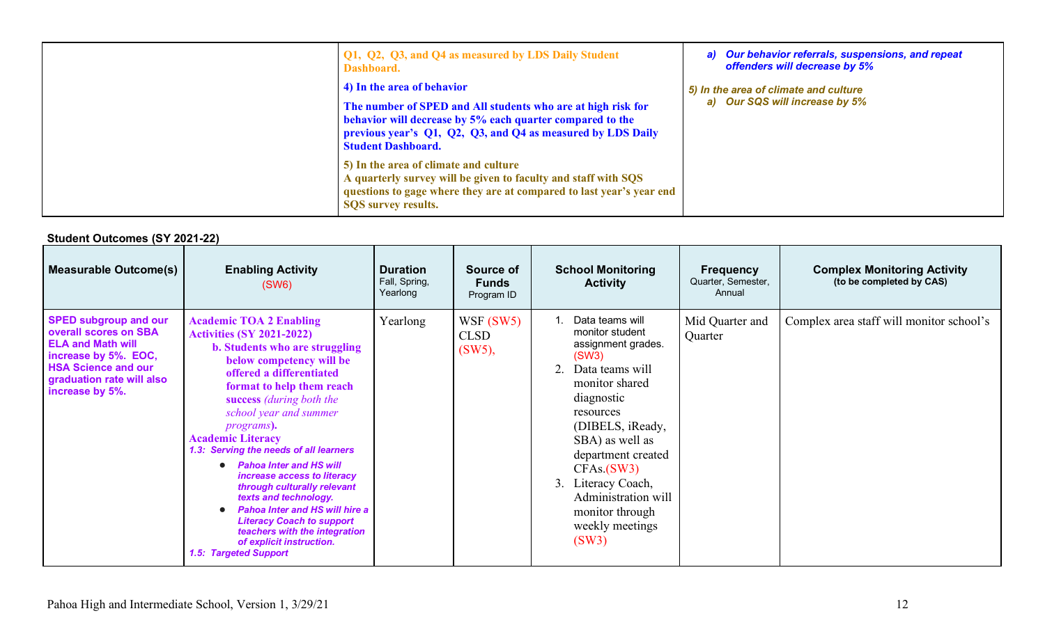| | | |
|---|---|---|
| | **Q1, Q2, Q3, and Q4 as measured by LDS Daily Student Dashboard.**<br><br>**4) In the area of behavior**<br><br>**The number of SPED and All students who are at high risk for behavior will decrease by 5% each quarter compared to the previous year's Q1, Q2, Q3, and Q4 as measured by LDS Daily Student Dashboard.**<br><br>**5) In the area of climate and culture**<br>**A quarterly survey will be given to faculty and staff with SQS questions to gage where they are at compared to last year's year end SQS survey results.** | ***a) Our behavior referrals, suspensions, and repeat offenders will decrease by 5%***<br><br>***5) In the area of climate and culture***<br>***a) Our SQS will increase by 5%*** |

**Student Outcomes (SY 2021-22)**

| **Measurable Outcome(s)** | **Enabling Activity** (SW6) | **Duration** Fall, Spring, Yearlong | **Source of Funds** Program ID | **School Monitoring Activity** | **Frequency** Quarter, Semester, Annual | **Complex Monitoring Activity** (to be completed by CAS) |
|---|---|---|---|---|---|---|
| **SPED subgroup and our overall scores on SBA ELA and Math will increase by 5%. EOC, HSA Science and our graduation rate will also increase by 5%.** | **Academic TOA 2 Enabling Activities (SY 2021-2022)**<br>**b. Students who are struggling below competency will be offered a differentiated format to help them reach success** *(during both the school year and summer programs)***.**<br>**Academic Literacy**<br>***1.3: Serving the needs of all learners***<br>● ***Pahoa Inter and HS will increase access to literacy through culturally relevant texts and technology.***<br>● ***Pahoa Inter and HS will hire a Literacy Coach to support teachers with the integration of explicit instruction.***<br>***1.5: Targeted Support*** | Yearlong | WSF (SW5)<br>CLSD (SW5), | 1. Data teams will monitor student assignment grades. (SW3)<br>2. Data teams will monitor shared diagnostic resources (DIBELS, iReady, SBA) as well as department created CFAs.(SW3)<br>3. Literacy Coach, Administration will monitor through weekly meetings (SW3) | Mid Quarter and Quarter | Complex area staff will monitor school's |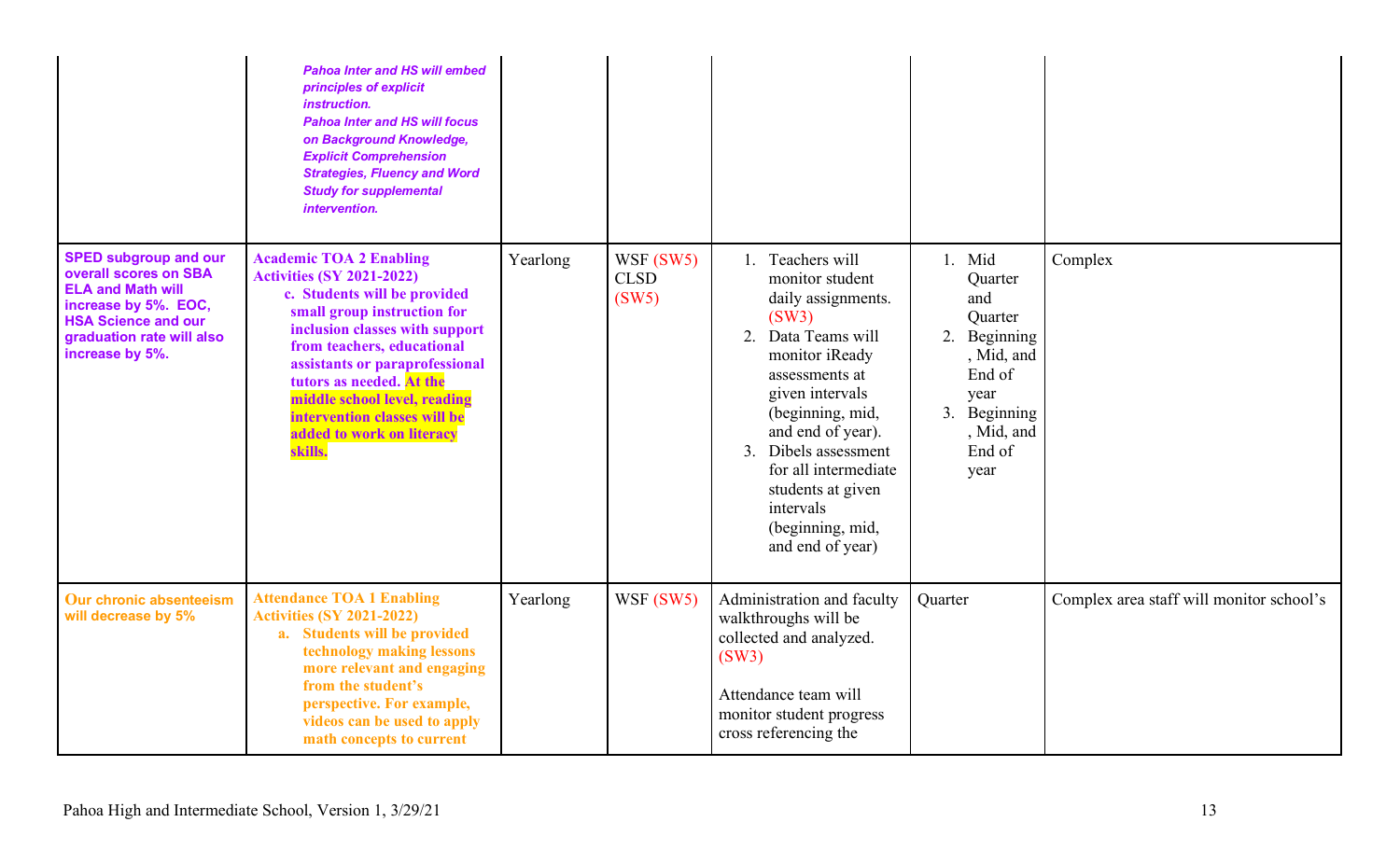| | | | | | | |
|---|---|---|---|---|---|---|
| | ***Pahoa Inter and HS will embed principles of explicit instruction.*** ***Pahoa Inter and HS will focus on Background Knowledge, Explicit Comprehension Strategies, Fluency and Word Study for supplemental intervention.*** | | | | | |
| **SPED subgroup and our overall scores on SBA ELA and Math will increase by 5%. EOC, HSA Science and our graduation rate will also increase by 5%.** | **Academic TOA 2 Enabling Activities (SY 2021-2022)** c. **Students will be provided small group instruction for inclusion classes with support from teachers, educational assistants or paraprofessional tutors as needed. At the middle school level, reading intervention classes will be added to work on literacy skills.** | Yearlong | WSF (SW5) CLSD (SW5) | 1. Teachers will monitor student daily assignments. (SW3) 2. Data Teams will monitor iReady assessments at given intervals (beginning, mid, and end of year). 3. Dibels assessment for all intermediate students at given intervals (beginning, mid, and end of year) | 1. Mid Quarter and Quarter 2. Beginning, Mid, and End of year 3. Beginning, Mid, and End of year | Complex |
| **Our chronic absenteeism will decrease by 5%** | **Attendance TOA 1 Enabling Activities (SY 2021-2022)** a. **Students will be provided technology making lessons more relevant and engaging from the student's perspective. For example, videos can be used to apply math concepts to current** | Yearlong | WSF (SW5) | Administration and faculty walkthroughs will be collected and analyzed. (SW3) Attendance team will monitor student progress cross referencing the | Quarter | Complex area staff will monitor school's |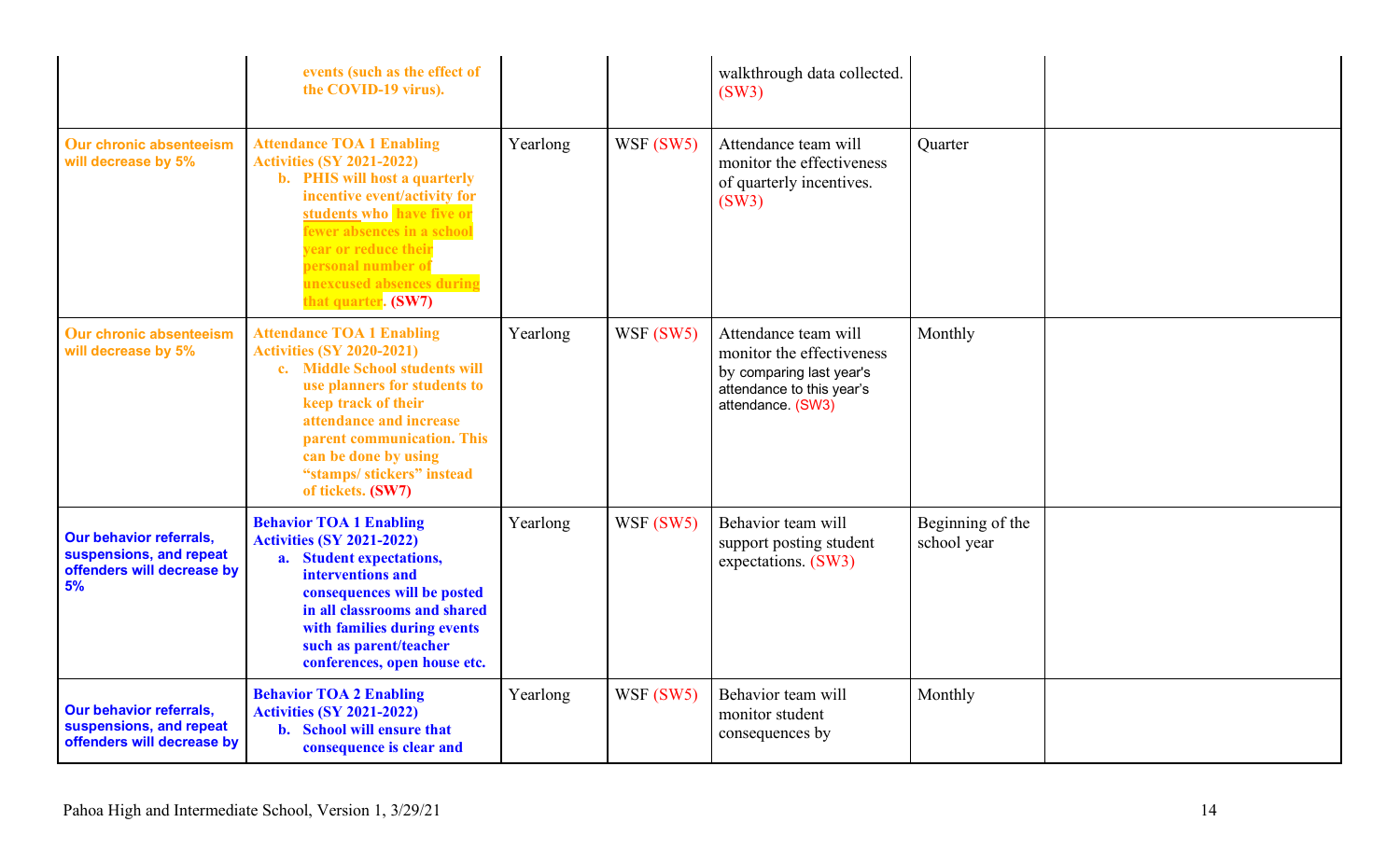| | | | | | | |
|---|---|---|---|---|---|---|
| | **events (such as the effect of the COVID-19 virus).** | | | walkthrough data collected. (SW3) | | |
| **Our chronic absenteeism will decrease by 5%** | **Attendance TOA 1 Enabling Activities (SY 2021-2022)**<br>**b. PHIS will host a quarterly incentive event/activity for students who have five or fewer absences in a school year or reduce their personal number of unexcused absences during that quarter. (SW7)** | Yearlong | WSF (SW5) | Attendance team will monitor the effectiveness of quarterly incentives. (SW3) | Quarter | |
| **Our chronic absenteeism will decrease by 5%** | **Attendance TOA 1 Enabling Activities (SY 2020-2021)**<br>**c. Middle School students will use planners for students to keep track of their attendance and increase parent communication. This can be done by using "stamps/ stickers" instead of tickets. (SW7)** | Yearlong | WSF (SW5) | Attendance team will monitor the effectiveness by comparing last year's attendance to this year's attendance. (SW3) | Monthly | |
| **Our behavior referrals, suspensions, and repeat offenders will decrease by 5%** | **Behavior TOA 1 Enabling Activities (SY 2021-2022)**<br>**a. Student expectations, interventions and consequences will be posted in all classrooms and shared with families during events such as parent/teacher conferences, open house etc.** | Yearlong | WSF (SW5) | Behavior team will support posting student expectations. (SW3) | Beginning of the school year | |
| **Our behavior referrals, suspensions, and repeat offenders will decrease by** | **Behavior TOA 2 Enabling Activities (SY 2021-2022)**<br>**b. School will ensure that consequence is clear and** | Yearlong | WSF (SW5) | Behavior team will monitor student consequences by | Monthly | |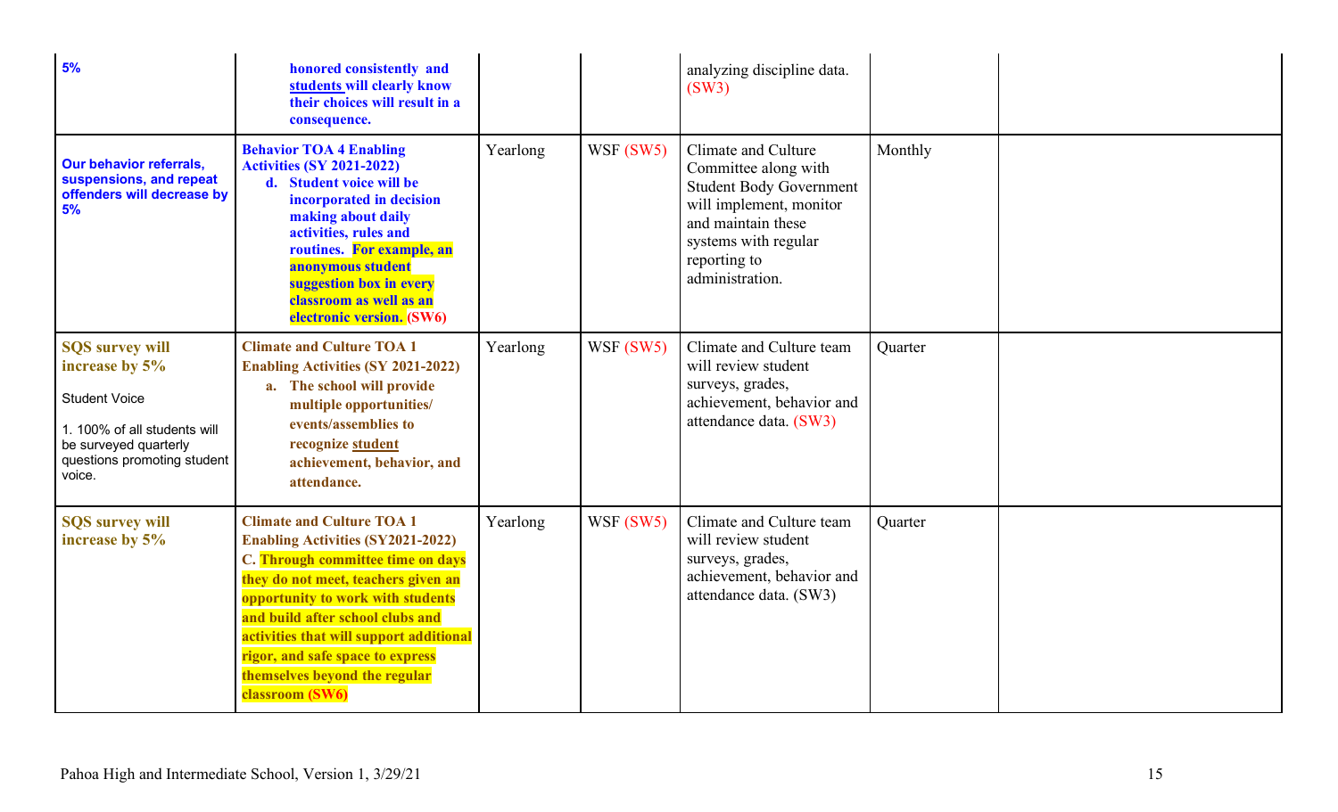| | | | | | | |
|---|---|---|---|---|---|---|
| **5%** | **honored consistently and students will clearly know their choices will result in a consequence.** | | | analyzing discipline data. (SW3) | | |
| **Our behavior referrals, suspensions, and repeat offenders will decrease by 5%** | **Behavior TOA 4 Enabling Activities (SY 2021-2022)**<br>**d. Student voice will be incorporated in decision making about daily activities, rules and routines. For example, an anonymous student suggestion box in every classroom as well as an electronic version. (SW6)** | Yearlong | WSF (SW5) | Climate and Culture Committee along with Student Body Government will implement, monitor and maintain these systems with regular reporting to administration. | Monthly | |
| **SQS survey will increase by 5%**<br><br>Student Voice<br><br>1. 100% of all students will be surveyed quarterly questions promoting student voice. | **Climate and Culture TOA 1 Enabling Activities (SY 2021-2022)**<br>**a. The school will provide multiple opportunities/ events/assemblies to recognize student achievement, behavior, and attendance.** | Yearlong | WSF (SW5) | Climate and Culture team will review student surveys, grades, achievement, behavior and attendance data. (SW3) | Quarter | |
| **SQS survey will increase by 5%** | **Climate and Culture TOA 1 Enabling Activities (SY2021-2022)**<br>**C. Through committee time on days they do not meet, teachers given an opportunity to work with students and build after school clubs and activities that will support additional rigor, and safe space to express themselves beyond the regular classroom (SW6)** | Yearlong | WSF (SW5) | Climate and Culture team will review student surveys, grades, achievement, behavior and attendance data. (SW3) | Quarter | |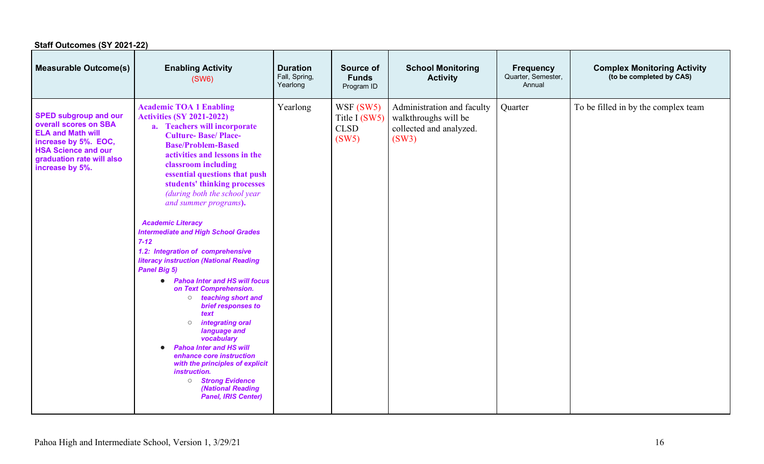**Staff Outcomes (SY 2021-22)**

| Measurable Outcome(s) | Enabling Activity (SW6) | Duration Fall, Spring, Yearlong | Source of Funds Program ID | School Monitoring Activity | Frequency Quarter, Semester, Annual | Complex Monitoring Activity (to be completed by CAS) |
|---|---|---|---|---|---|---|
| **SPED subgroup and our overall scores on SBA ELA and Math will increase by 5%. EOC, HSA Science and our graduation rate will also increase by 5%.** | **Academic TOA 1 Enabling Activities (SY 2021-2022)**<br>**a. Teachers will incorporate Culture- Base/ Place-Base/Problem-Based activities and lessons in the classroom including essential questions that push students' thinking processes** *(during both the school year and summer programs)*.<br><br>***Academic Literacy Intermediate and High School Grades 7-12***<br>***1.2: Integration of comprehensive literacy instruction (National Reading Panel Big 5)***<br>• ***Pahoa Inter and HS will focus on Text Comprehension.***<br>○ ***teaching short and brief responses to text***<br>○ ***integrating oral language and vocabulary***<br>• ***Pahoa Inter and HS will enhance core instruction with the principles of explicit instruction.***<br>○ ***Strong Evidence (National Reading Panel, IRIS Center)*** | Yearlong | WSF (SW5)<br>Title I (SW5)<br>CLSD (SW5) | Administration and faculty walkthroughs will be collected and analyzed. (SW3) | Quarter | To be filled in by the complex team |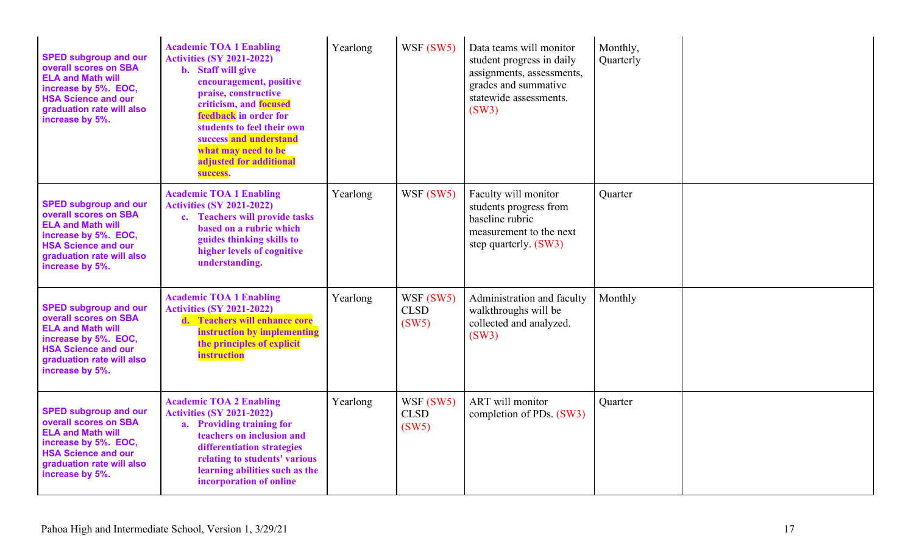| | | | | | | |
|---|---|---|---|---|---|---|
| **SPED subgroup and our overall scores on SBA ELA and Math will increase by 5%. EOC, HSA Science and our graduation rate will also increase by 5%.** | **Academic TOA 1 Enabling Activities (SY 2021-2022)**<br>**b. Staff will give encouragement, positive praise, constructive criticism, and focused feedback in order for students to feel their own success and understand what may need to be adjusted for additional success.** | Yearlong | WSF (SW5) | Data teams will monitor student progress in daily assignments, assessments, grades and summative statewide assessments. (SW3) | Monthly, Quarterly | |
| **SPED subgroup and our overall scores on SBA ELA and Math will increase by 5%. EOC, HSA Science and our graduation rate will also increase by 5%.** | **Academic TOA 1 Enabling Activities (SY 2021-2022)**<br>**c. Teachers will provide tasks based on a rubric which guides thinking skills to higher levels of cognitive understanding.** | Yearlong | WSF (SW5) | Faculty will monitor students progress from baseline rubric measurement to the next step quarterly. (SW3) | Quarter | |
| **SPED subgroup and our overall scores on SBA ELA and Math will increase by 5%. EOC, HSA Science and our graduation rate will also increase by 5%.** | **Academic TOA 1 Enabling Activities (SY 2021-2022)**<br>**d. Teachers will enhance core instruction by implementing the principles of explicit instruction** | Yearlong | WSF (SW5) CLSD (SW5) | Administration and faculty walkthroughs will be collected and analyzed. (SW3) | Monthly | |
| **SPED subgroup and our overall scores on SBA ELA and Math will increase by 5%. EOC, HSA Science and our graduation rate will also increase by 5%.** | **Academic TOA 2 Enabling Activities (SY 2021-2022)**<br>**a. Providing training for teachers on inclusion and differentiation strategies relating to students' various learning abilities such as the incorporation of online** | Yearlong | WSF (SW5) CLSD (SW5) | ART will monitor completion of PDs. (SW3) | Quarter | |

Pahoa High and Intermediate School, Version 1, 3/29/21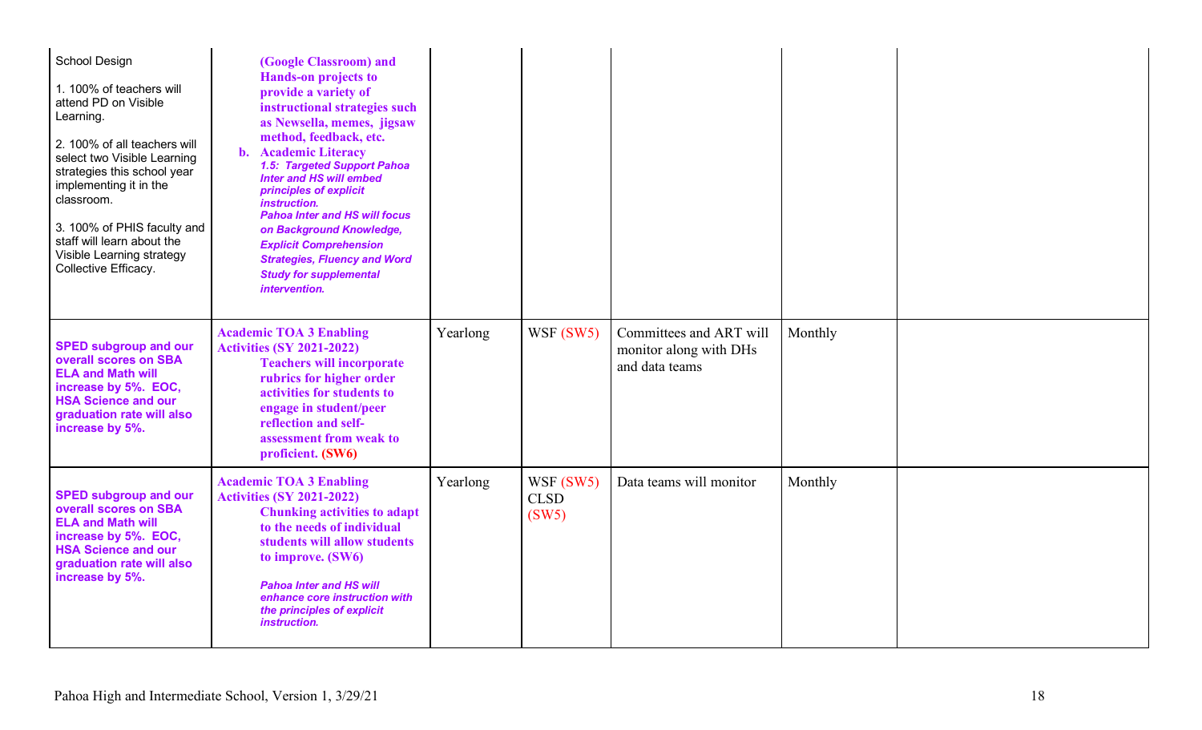| | | | | | | |
|---|---|---|---|---|---|---|
| School Design<br><br>1. 100% of teachers will attend PD on Visible Learning.<br><br>2. 100% of all teachers will select two Visible Learning strategies this school year implementing it in the classroom.<br><br>3. 100% of PHIS faculty and staff will learn about the Visible Learning strategy Collective Efficacy. | **(Google Classroom) and Hands-on projects to provide a variety of instructional strategies such as Newsella, memes, jigsaw method, feedback, etc.**<br>**b. Academic Literacy**<br>***1.5: Targeted Support Pahoa Inter and HS will embed principles of explicit instruction.***<br>***Pahoa Inter and HS will focus on Background Knowledge, Explicit Comprehension Strategies, Fluency and Word Study for supplemental intervention.*** | | | | | |
| **SPED subgroup and our overall scores on SBA ELA and Math will increase by 5%. EOC, HSA Science and our graduation rate will also increase by 5%.** | **Academic TOA 3 Enabling Activities (SY 2021-2022)**<br>**Teachers will incorporate rubrics for higher order activities for students to engage in student/peer reflection and self-assessment from weak to proficient. (SW6)** | Yearlong | WSF (SW5) | Committees and ART will monitor along with DHs and data teams | Monthly | |
| **SPED subgroup and our overall scores on SBA ELA and Math will increase by 5%. EOC, HSA Science and our graduation rate will also increase by 5%.** | **Academic TOA 3 Enabling Activities (SY 2021-2022)**<br>**Chunking activities to adapt to the needs of individual students will allow students to improve. (SW6)**<br><br>***Pahoa Inter and HS will enhance core instruction with the principles of explicit instruction.*** | Yearlong | WSF (SW5)<br>CLSD (SW5) | Data teams will monitor | Monthly | |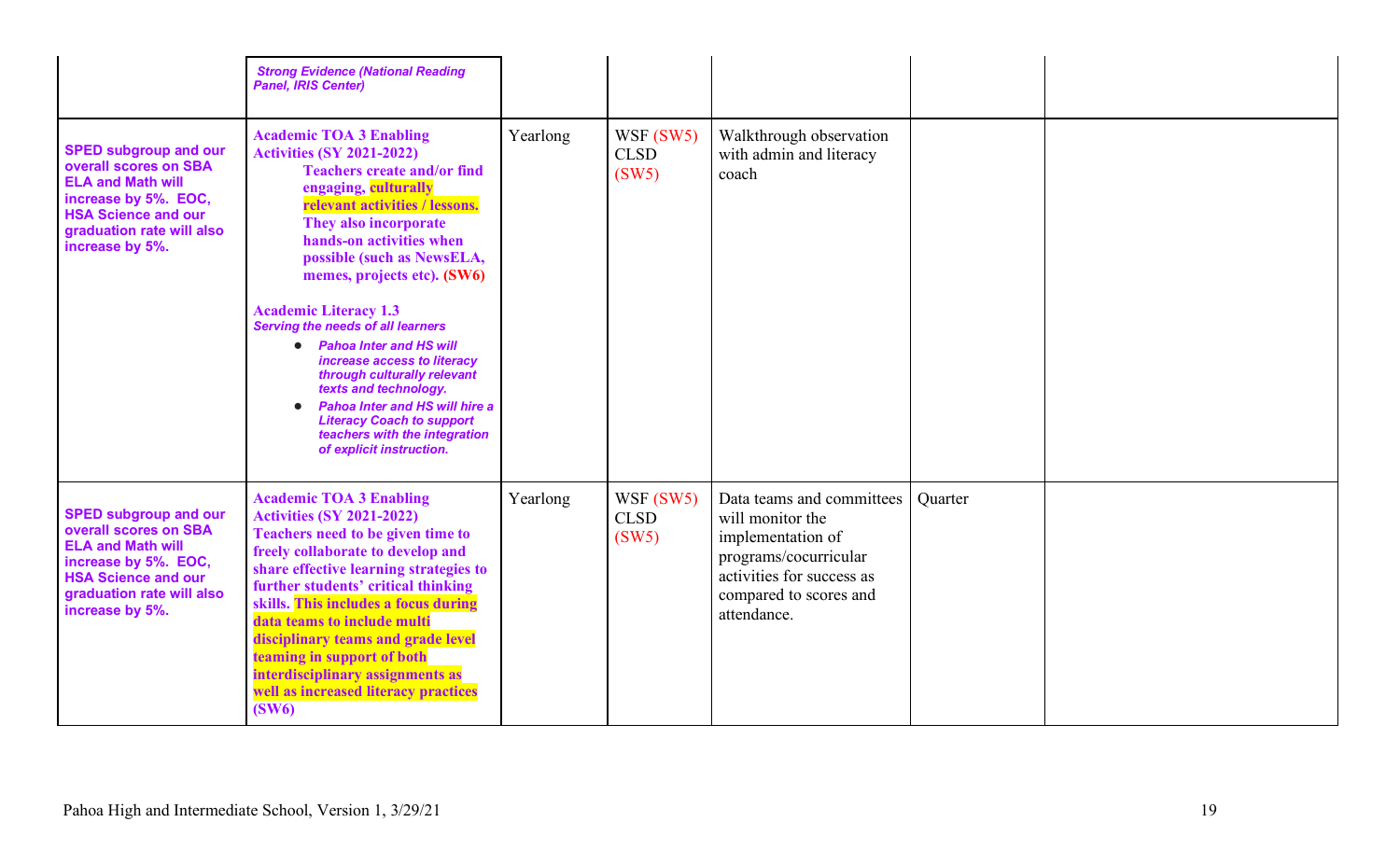| | | | | | | |
|---|---|---|---|---|---|---|
| | ***Strong Evidence (National Reading Panel, IRIS Center)*** | | | | | |
| **SPED subgroup and our overall scores on SBA ELA and Math will increase by 5%. EOC, HSA Science and our graduation rate will also increase by 5%.** | **Academic TOA 3 Enabling Activities (SY 2021-2022)**<br>**Teachers create and/or find engaging, culturally relevant activities / lessons. They also incorporate hands-on activities when possible (such as NewsELA, memes, projects etc). (SW6)**<br><br>**Academic Literacy 1.3**<br>***Serving the needs of all learners***<br>• ***Pahoa Inter and HS will increase access to literacy through culturally relevant texts and technology.***<br>• ***Pahoa Inter and HS will hire a Literacy Coach to support teachers with the integration of explicit instruction.*** | Yearlong | WSF (SW5)<br>CLSD<br>(SW5) | Walkthrough observation with admin and literacy coach | | |
| **SPED subgroup and our overall scores on SBA ELA and Math will increase by 5%. EOC, HSA Science and our graduation rate will also increase by 5%.** | **Academic TOA 3 Enabling Activities (SY 2021-2022)**<br>**Teachers need to be given time to freely collaborate to develop and share effective learning strategies to further students' critical thinking skills. This includes a focus during data teams to include multi disciplinary teams and grade level teaming in support of both interdisciplinary assignments as well as increased literacy practices (SW6)** | Yearlong | WSF (SW5)<br>CLSD<br>(SW5) | Data teams and committees will monitor the implementation of programs/cocurricular activities for success as compared to scores and attendance. | Quarter | |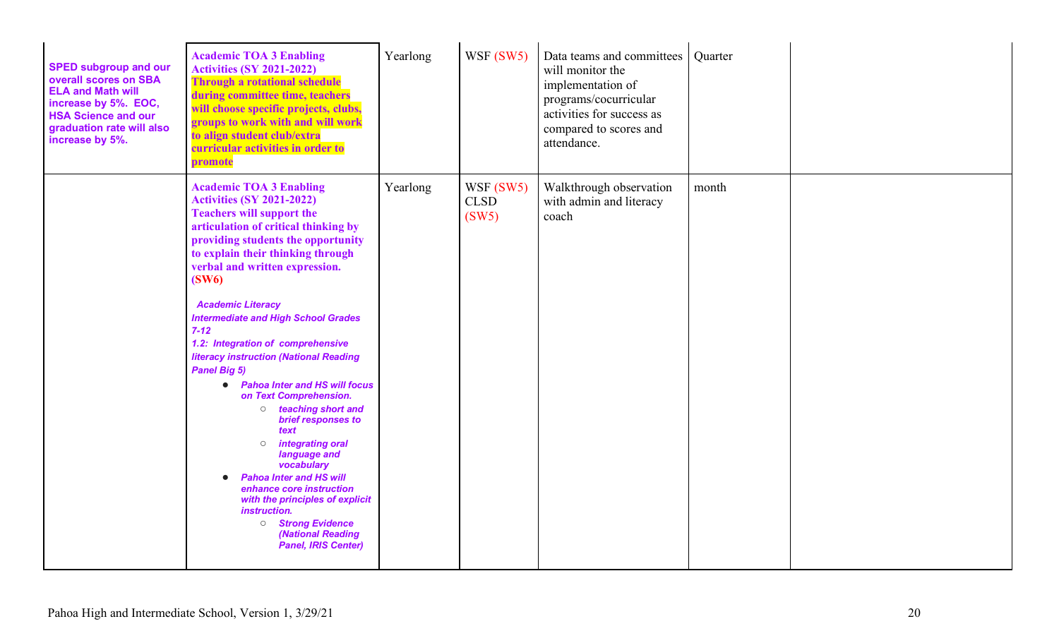| | | | | | | |
|---|---|---|---|---|---|---|
| **SPED subgroup and our overall scores on SBA ELA and Math will increase by 5%. EOC, HSA Science and our graduation rate will also increase by 5%.** | **Academic TOA 3 Enabling Activities (SY 2021-2022)**<br>**Through a rotational schedule during committee time, teachers will choose specific projects, clubs, groups to work with and will work to align student club/extra curricular activities in order to promote** | Yearlong | WSF (SW5) | Data teams and committees will monitor the implementation of programs/cocurricular activities for success as compared to scores and attendance. | Quarter | |
| | **Academic TOA 3 Enabling Activities (SY 2021-2022)**<br>**Teachers will support the articulation of critical thinking by providing students the opportunity to explain their thinking through verbal and written expression. (SW6)**<br><br>***Academic Literacy***<br>***Intermediate and High School Grades 7-12***<br>***1.2: Integration of comprehensive literacy instruction (National Reading Panel Big 5)***<br>● ***Pahoa Inter and HS will focus on Text Comprehension.***<br>&nbsp;&nbsp;&nbsp;○ ***teaching short and brief responses to text***<br>&nbsp;&nbsp;&nbsp;○ ***integrating oral language and vocabulary***<br>● ***Pahoa Inter and HS will enhance core instruction with the principles of explicit instruction.***<br>&nbsp;&nbsp;&nbsp;○ ***Strong Evidence (National Reading Panel, IRIS Center)*** | Yearlong | WSF (SW5)<br>CLSD (SW5) | Walkthrough observation with admin and literacy coach | month | |

Pahoa High and Intermediate School, Version 1, 3/29/21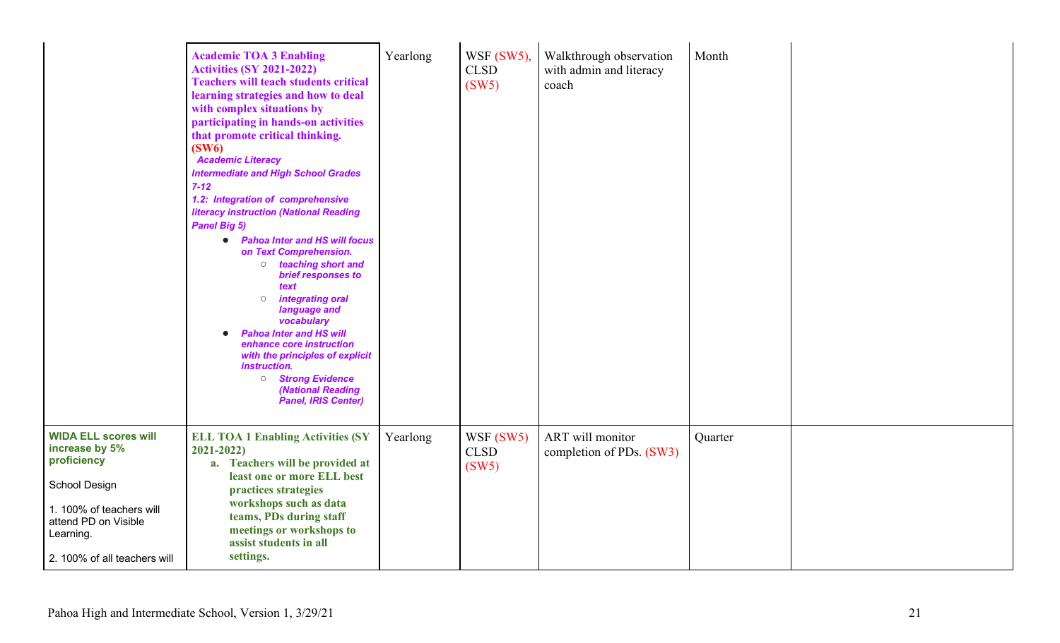| | | | | | | |
|---|---|---|---|---|---|---|
| | **Academic TOA 3 Enabling Activities (SY 2021-2022)** **Teachers will teach students critical learning strategies and how to deal with complex situations by participating in hands-on activities that promote critical thinking.** **(SW6)** ***Academic Literacy*** ***Intermediate and High School Grades 7-12*** ***1.2: Integration of comprehensive literacy instruction (National Reading Panel Big 5)*** <br>● ***Pahoa Inter and HS will focus on Text Comprehension.*** <br>○ ***teaching short and brief responses to text*** <br>○ ***integrating oral language and vocabulary*** <br>● ***Pahoa Inter and HS will enhance core instruction with the principles of explicit instruction.*** <br>○ ***Strong Evidence (National Reading Panel, IRIS Center)*** | Yearlong | WSF (SW5), CLSD (SW5) | Walkthrough observation with admin and literacy coach | Month | |
| **WIDA ELL scores will increase by 5% proficiency** <br><br>School Design <br><br>1. 100% of teachers will attend PD on Visible Learning. <br><br>2. 100% of all teachers will | **ELL TOA 1 Enabling Activities (SY 2021-2022)** <br>a. **Teachers will be provided at least one or more ELL best practices strategies workshops such as data teams, PDs during staff meetings or workshops to assist students in all settings.** | Yearlong | WSF (SW5) CLSD (SW5) | ART will monitor completion of PDs. (SW3) | Quarter | |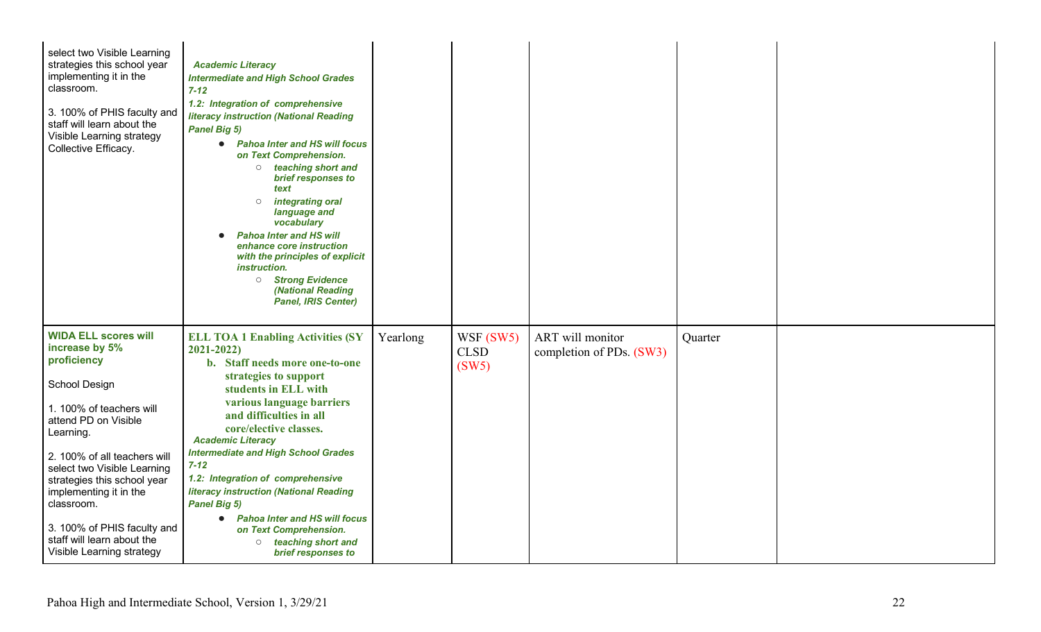| | | | | | | |
|---|---|---|---|---|---|---|
| select two Visible Learning strategies this school year implementing it in the classroom.<br><br>3. 100% of PHIS faculty and staff will learn about the Visible Learning strategy Collective Efficacy. | ***Academic Literacy***<br>***Intermediate and High School Grades 7-12***<br>***1.2: Integration of comprehensive literacy instruction (National Reading Panel Big 5)***<br>● ***Pahoa Inter and HS will focus on Text Comprehension.***<br>○ ***teaching short and brief responses to text***<br>○ ***integrating oral language and vocabulary***<br>● ***Pahoa Inter and HS will enhance core instruction with the principles of explicit instruction.***<br>○ ***Strong Evidence (National Reading Panel, IRIS Center)*** | | | | | |
| **WIDA ELL scores will increase by 5% proficiency**<br><br>School Design<br><br>1. 100% of teachers will attend PD on Visible Learning.<br><br>2. 100% of all teachers will select two Visible Learning strategies this school year implementing it in the classroom.<br><br>3. 100% of PHIS faculty and staff will learn about the Visible Learning strategy | **ELL TOA 1 Enabling Activities (SY 2021-2022)**<br>**b. Staff needs more one-to-one strategies to support students in ELL with various language barriers and difficulties in all core/elective classes.**<br>***Academic Literacy***<br>***Intermediate and High School Grades 7-12***<br>***1.2: Integration of comprehensive literacy instruction (National Reading Panel Big 5)***<br>● ***Pahoa Inter and HS will focus on Text Comprehension.***<br>○ ***teaching short and brief responses to*** | Yearlong | WSF (SW5)<br>CLSD (SW5) | ART will monitor completion of PDs. (SW3) | Quarter | |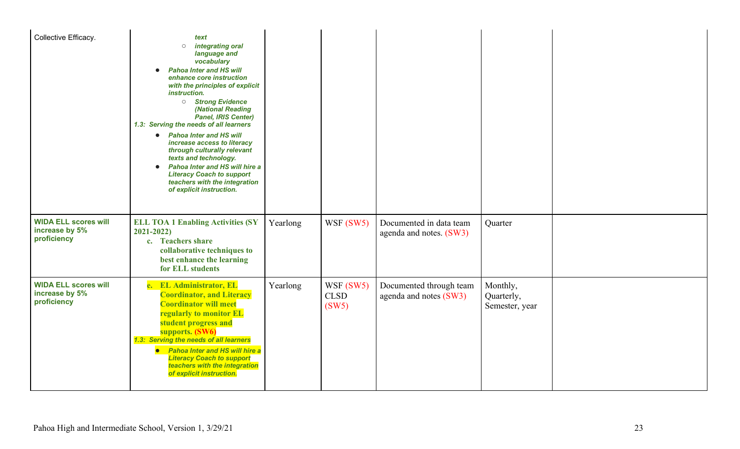| | | | | | | |
|---|---|---|---|---|---|---|
| Collective Efficacy. | ***text***<br>○ ***integrating oral language and vocabulary***<br>● ***Pahoa Inter and HS will enhance core instruction with the principles of explicit instruction.***<br>○ ***Strong Evidence (National Reading Panel, IRIS Center)***<br>***1.3: Serving the needs of all learners***<br>● ***Pahoa Inter and HS will increase access to literacy through culturally relevant texts and technology.***<br>● ***Pahoa Inter and HS will hire a Literacy Coach to support teachers with the integration of explicit instruction.*** | | | | | |
| **WIDA ELL scores will increase by 5% proficiency** | **ELL TOA 1 Enabling Activities (SY 2021-2022)**<br>**c. Teachers share collaborative techniques to best enhance the learning for ELL students** | Yearlong | WSF (SW5) | Documented in data team agenda and notes. (SW3) | Quarter | |
| **WIDA ELL scores will increase by 5% proficiency** | **e. EL Administrator, EL Coordinator, and Literacy Coordinator will meet regularly to monitor EL student progress and supports. (SW6)**<br>***1.3: Serving the needs of all learners***<br>● ***Pahoa Inter and HS will hire a Literacy Coach to support teachers with the integration of explicit instruction.*** | Yearlong | WSF (SW5)<br>CLSD (SW5) | Documented through team agenda and notes (SW3) | Monthly, Quarterly, Semester, year | |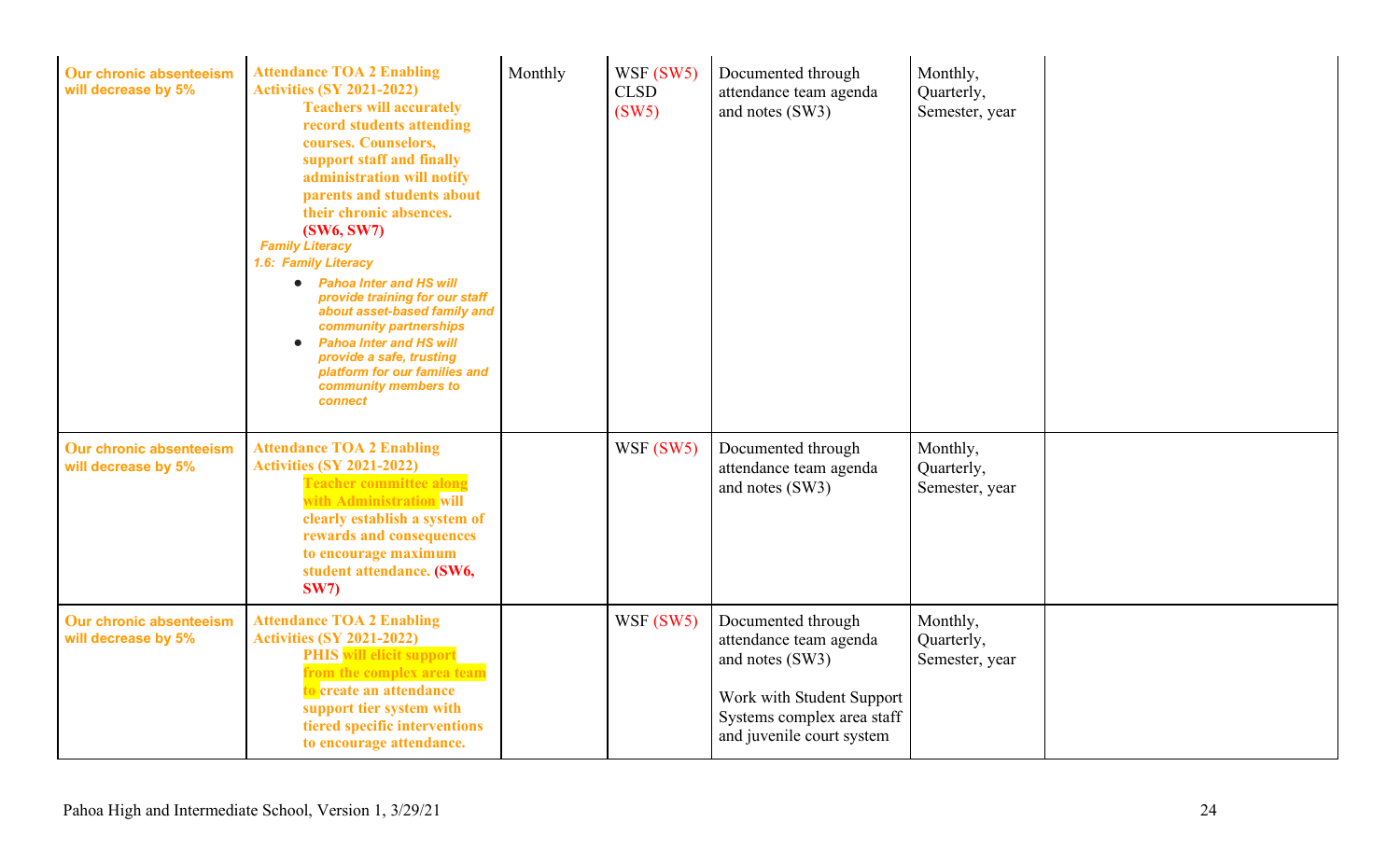| | | | | | | |
|---|---|---|---|---|---|---|
| Our chronic absenteeism will decrease by 5% | Attendance TOA 2 Enabling Activities (SY 2021-2022)<br>**Teachers will accurately record students attending courses. Counselors, support staff and finally administration will notify parents and students about their chronic absences. (SW6, SW7)**<br>***Family Literacy***<br>***1.6: Family Literacy***<br>● ***Pahoa Inter and HS will provide training for our staff about asset-based family and community partnerships***<br>● ***Pahoa Inter and HS will provide a safe, trusting platform for our families and community members to connect*** | Monthly | WSF (SW5)<br>CLSD (SW5) | Documented through attendance team agenda and notes (SW3) | Monthly, Quarterly, Semester, year | |
| Our chronic absenteeism will decrease by 5% | Attendance TOA 2 Enabling Activities (SY 2021-2022)<br>**Teacher committee along with Administration will clearly establish a system of rewards and consequences to encourage maximum student attendance. (SW6, SW7)** | | WSF (SW5) | Documented through attendance team agenda and notes (SW3) | Monthly, Quarterly, Semester, year | |
| Our chronic absenteeism will decrease by 5% | Attendance TOA 2 Enabling Activities (SY 2021-2022)<br>**PHIS will elicit support from the complex area team to create an attendance support tier system with tiered specific interventions to encourage attendance.** | | WSF (SW5) | Documented through attendance team agenda and notes (SW3)<br><br>Work with Student Support Systems complex area staff and juvenile court system | Monthly, Quarterly, Semester, year | |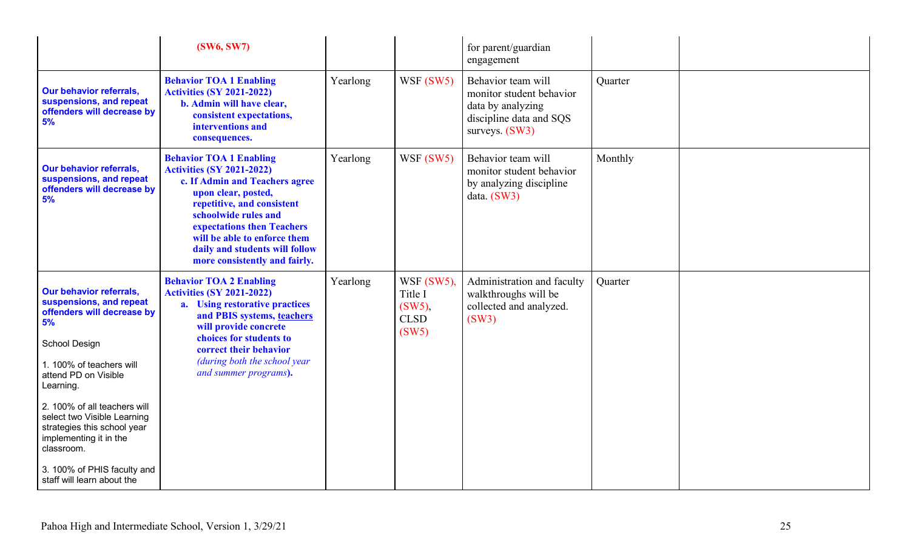| | | | | | | |
|---|---|---|---|---|---|---|
| | **(SW6, SW7)** | | | for parent/guardian engagement | | |
| **Our behavior referrals, suspensions, and repeat offenders will decrease by 5%** | **Behavior TOA 1 Enabling Activities (SY 2021-2022)**<br>**b. Admin will have clear, consistent expectations, interventions and consequences.** | Yearlong | WSF (SW5) | Behavior team will monitor student behavior data by analyzing discipline data and SQS surveys. (SW3) | Quarter | |
| **Our behavior referrals, suspensions, and repeat offenders will decrease by 5%** | **Behavior TOA 1 Enabling Activities (SY 2021-2022)**<br>**c. If Admin and Teachers agree upon clear, posted, repetitive, and consistent schoolwide rules and expectations then Teachers will be able to enforce them daily and students will follow more consistently and fairly.** | Yearlong | WSF (SW5) | Behavior team will monitor student behavior by analyzing discipline data. (SW3) | Monthly | |
| **Our behavior referrals, suspensions, and repeat offenders will decrease by 5%**<br><br>School Design<br><br>1. 100% of teachers will attend PD on Visible Learning.<br><br>2. 100% of all teachers will select two Visible Learning strategies this school year implementing it in the classroom.<br><br>3. 100% of PHIS faculty and staff will learn about the | **Behavior TOA 2 Enabling Activities (SY 2021-2022)**<br>**a. Using restorative practices and PBIS systems, teachers will provide concrete choices for students to correct their behavior** *(during both the school year and summer programs)***.** | Yearlong | WSF (SW5), Title I (SW5), CLSD (SW5) | Administration and faculty walkthroughs will be collected and analyzed. (SW3) | Quarter | |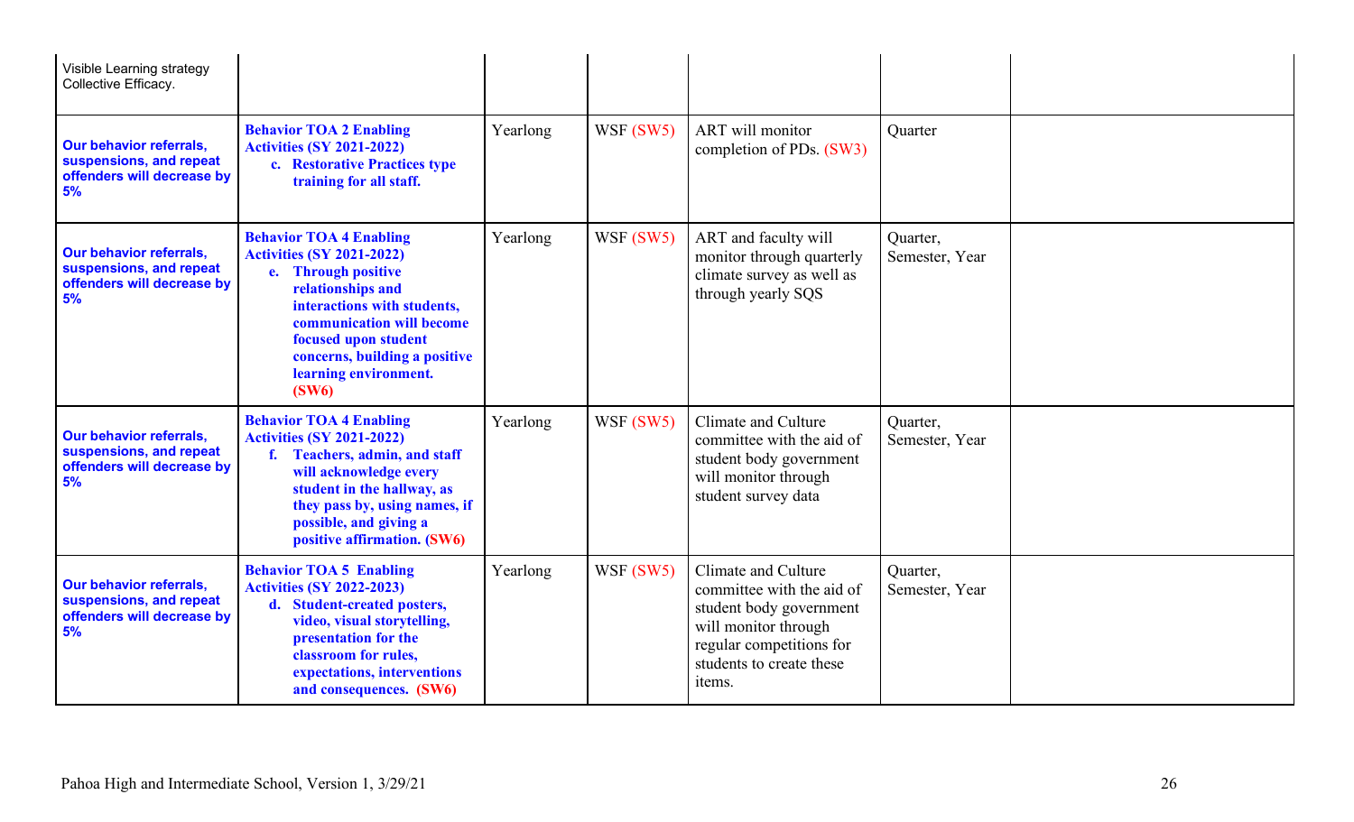| | | | | | | |
|---|---|---|---|---|---|---|
| Visible Learning strategy Collective Efficacy. | | | | | | |
| **Our behavior referrals, suspensions, and repeat offenders will decrease by 5%** | **Behavior TOA 2 Enabling Activities (SY 2021-2022)**<br>**c. Restorative Practices type training for all staff.** | Yearlong | WSF (SW5) | ART will monitor completion of PDs. (SW3) | Quarter | |
| **Our behavior referrals, suspensions, and repeat offenders will decrease by 5%** | **Behavior TOA 4 Enabling Activities (SY 2021-2022)**<br>**e. Through positive relationships and interactions with students, communication will become focused upon student concerns, building a positive learning environment. (SW6)** | Yearlong | WSF (SW5) | ART and faculty will monitor through quarterly climate survey as well as through yearly SQS | Quarter, Semester, Year | |
| **Our behavior referrals, suspensions, and repeat offenders will decrease by 5%** | **Behavior TOA 4 Enabling Activities (SY 2021-2022)**<br>**f. Teachers, admin, and staff will acknowledge every student in the hallway, as they pass by, using names, if possible, and giving a positive affirmation. (SW6)** | Yearlong | WSF (SW5) | Climate and Culture committee with the aid of student body government will monitor through student survey data | Quarter, Semester, Year | |
| **Our behavior referrals, suspensions, and repeat offenders will decrease by 5%** | **Behavior TOA 5 Enabling Activities (SY 2022-2023)**<br>**d. Student-created posters, video, visual storytelling, presentation for the classroom for rules, expectations, interventions and consequences. (SW6)** | Yearlong | WSF (SW5) | Climate and Culture committee with the aid of student body government will monitor through regular competitions for students to create these items. | Quarter, Semester, Year | |

Pahoa High and Intermediate School, Version 1, 3/29/21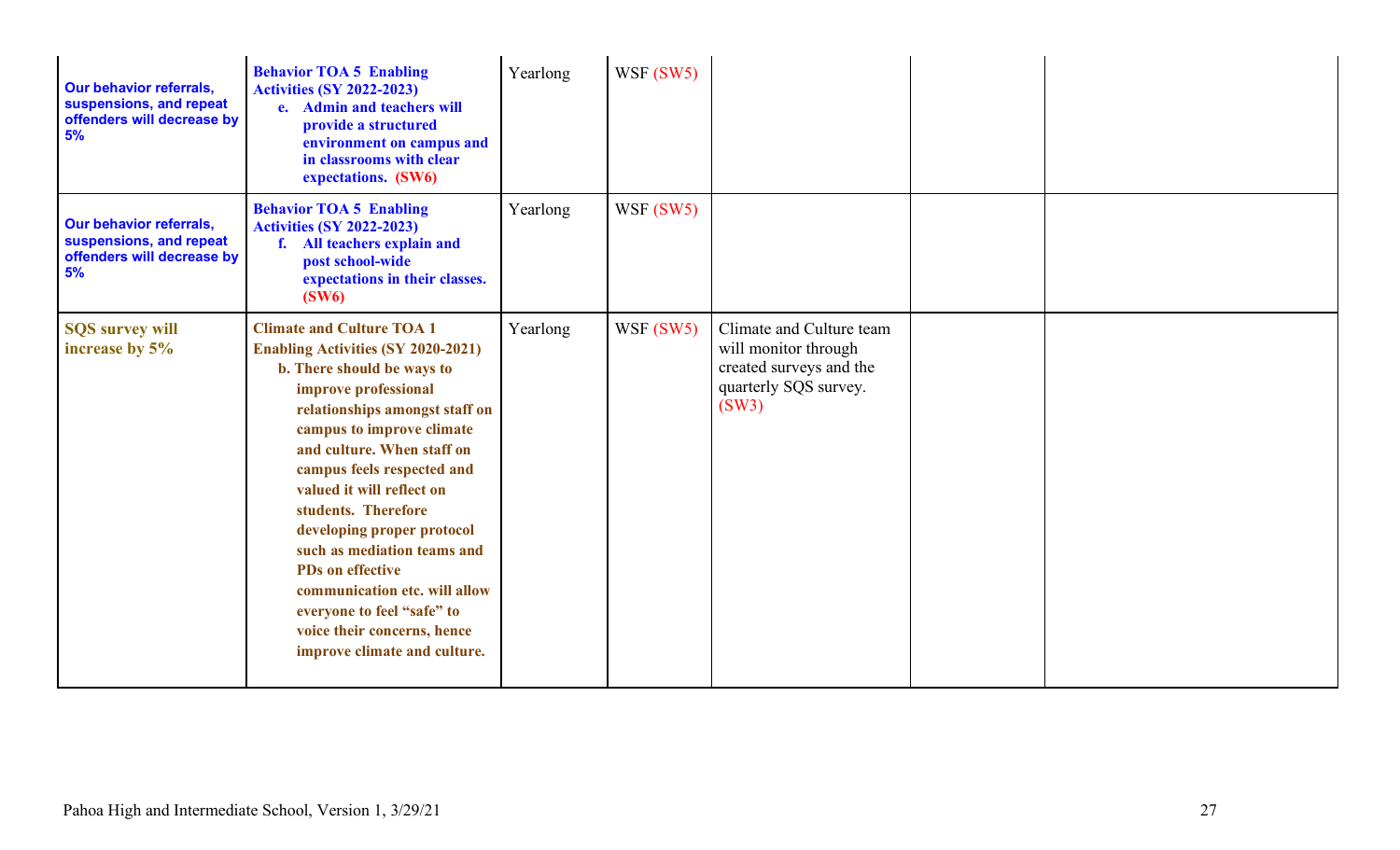| | | | | | | |
|---|---|---|---|---|---|---|
| **Our behavior referrals, suspensions, and repeat offenders will decrease by 5%** | **Behavior TOA 5 Enabling Activities (SY 2022-2023)**<br>**e. Admin and teachers will provide a structured environment on campus and in classrooms with clear expectations. (SW6)** | Yearlong | WSF (SW5) | | | |
| **Our behavior referrals, suspensions, and repeat offenders will decrease by 5%** | **Behavior TOA 5 Enabling Activities (SY 2022-2023)**<br>**f. All teachers explain and post school-wide expectations in their classes. (SW6)** | Yearlong | WSF (SW5) | | | |
| **SQS survey will increase by 5%** | **Climate and Culture TOA 1 Enabling Activities (SY 2020-2021)**<br>**b. There should be ways to improve professional relationships amongst staff on campus to improve climate and culture. When staff on campus feels respected and valued it will reflect on students. Therefore developing proper protocol such as mediation teams and PDs on effective communication etc. will allow everyone to feel "safe" to voice their concerns, hence improve climate and culture.** | Yearlong | WSF (SW5) | Climate and Culture team will monitor through created surveys and the quarterly SQS survey. (SW3) | | |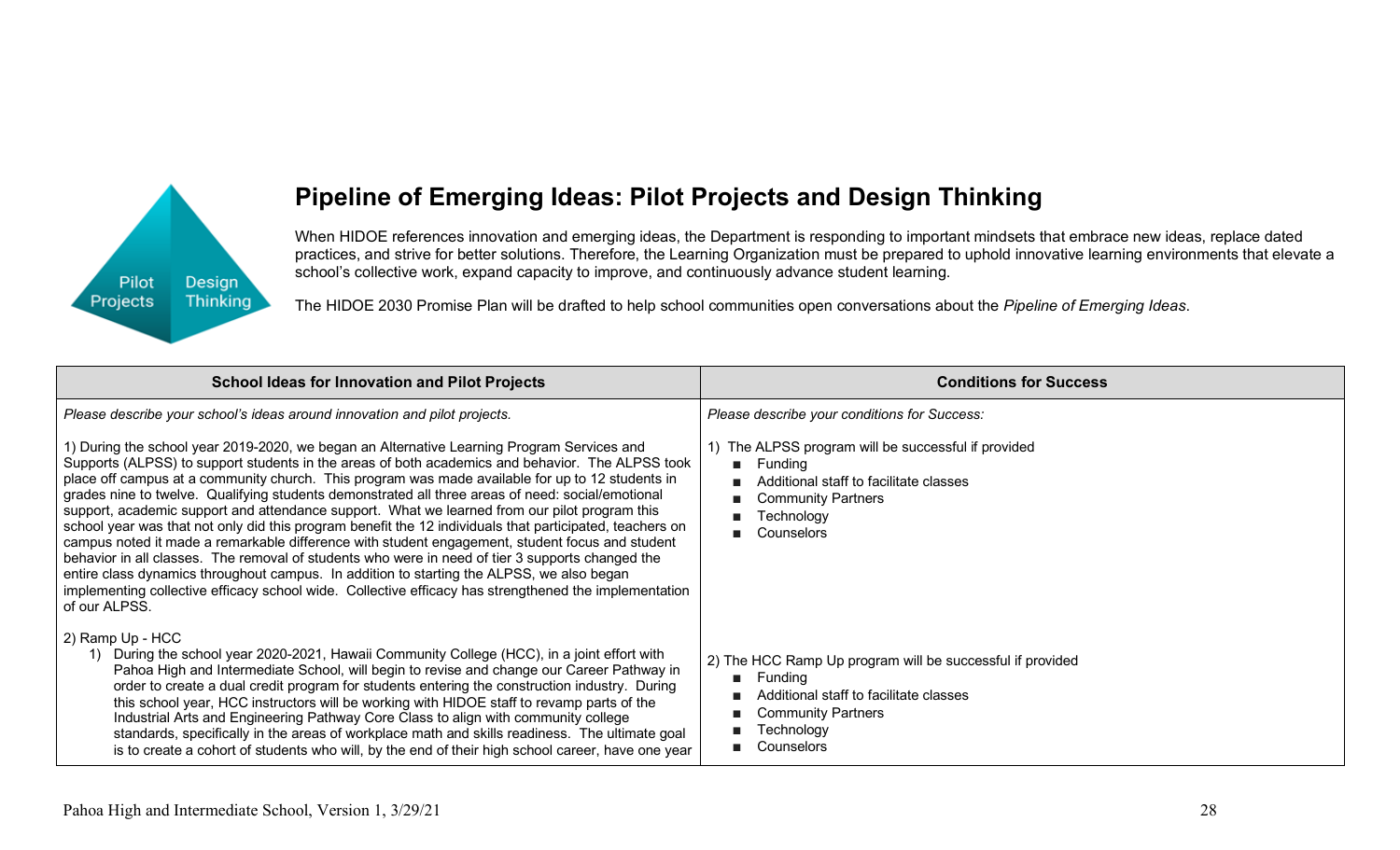## Pipeline of Emerging Ideas: Pilot Projects and Design Thinking

When HIDOE references innovation and emerging ideas, the Department is responding to important mindsets that embrace new ideas, replace dated practices, and strive for better solutions. Therefore, the Learning Organization must be prepared to uphold innovative learning environments that elevate a school's collective work, expand capacity to improve, and continuously advance student learning.

The HIDOE 2030 Promise Plan will be drafted to help school communities open conversations about the *Pipeline of Emerging Ideas*.

| School Ideas for Innovation and Pilot Projects | Conditions for Success |
|---|---|
| *Please describe your school's ideas around innovation and pilot projects.*<br><br>1) During the school year 2019-2020, we began an Alternative Learning Program Services and Supports (ALPSS) to support students in the areas of both academics and behavior. The ALPSS took place off campus at a community church. This program was made available for up to 12 students in grades nine to twelve. Qualifying students demonstrated all three areas of need: social/emotional support, academic support and attendance support. What we learned from our pilot program this school year was that not only did this program benefit the 12 individuals that participated, teachers on campus noted it made a remarkable difference with student engagement, student focus and student behavior in all classes. The removal of students who were in need of tier 3 supports changed the entire class dynamics throughout campus. In addition to starting the ALPSS, we also began implementing collective efficacy school wide. Collective efficacy has strengthened the implementation of our ALPSS.<br><br>2) Ramp Up - HCC<br>1) During the school year 2020-2021, Hawaii Community College (HCC), in a joint effort with Pahoa High and Intermediate School, will begin to revise and change our Career Pathway in order to create a dual credit program for students entering the construction industry. During this school year, HCC instructors will be working with HIDOE staff to revamp parts of the Industrial Arts and Engineering Pathway Core Class to align with community college standards, specifically in the areas of workplace math and skills readiness. The ultimate goal is to create a cohort of students who will, by the end of their high school career, have one year | *Please describe your conditions for Success:*<br><br>1) The ALPSS program will be successful if provided<br>■ Funding<br>■ Additional staff to facilitate classes<br>■ Community Partners<br>■ Technology<br>■ Counselors<br><br>2) The HCC Ramp Up program will be successful if provided<br>■ Funding<br>■ Additional staff to facilitate classes<br>■ Community Partners<br>■ Technology<br>■ Counselors |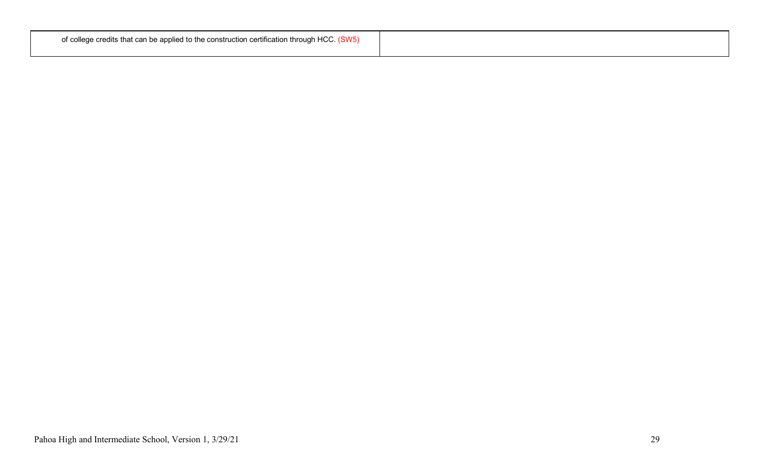| | |
|---|---|
| of college credits that can be applied to the construction certification through HCC. (SW5) | |